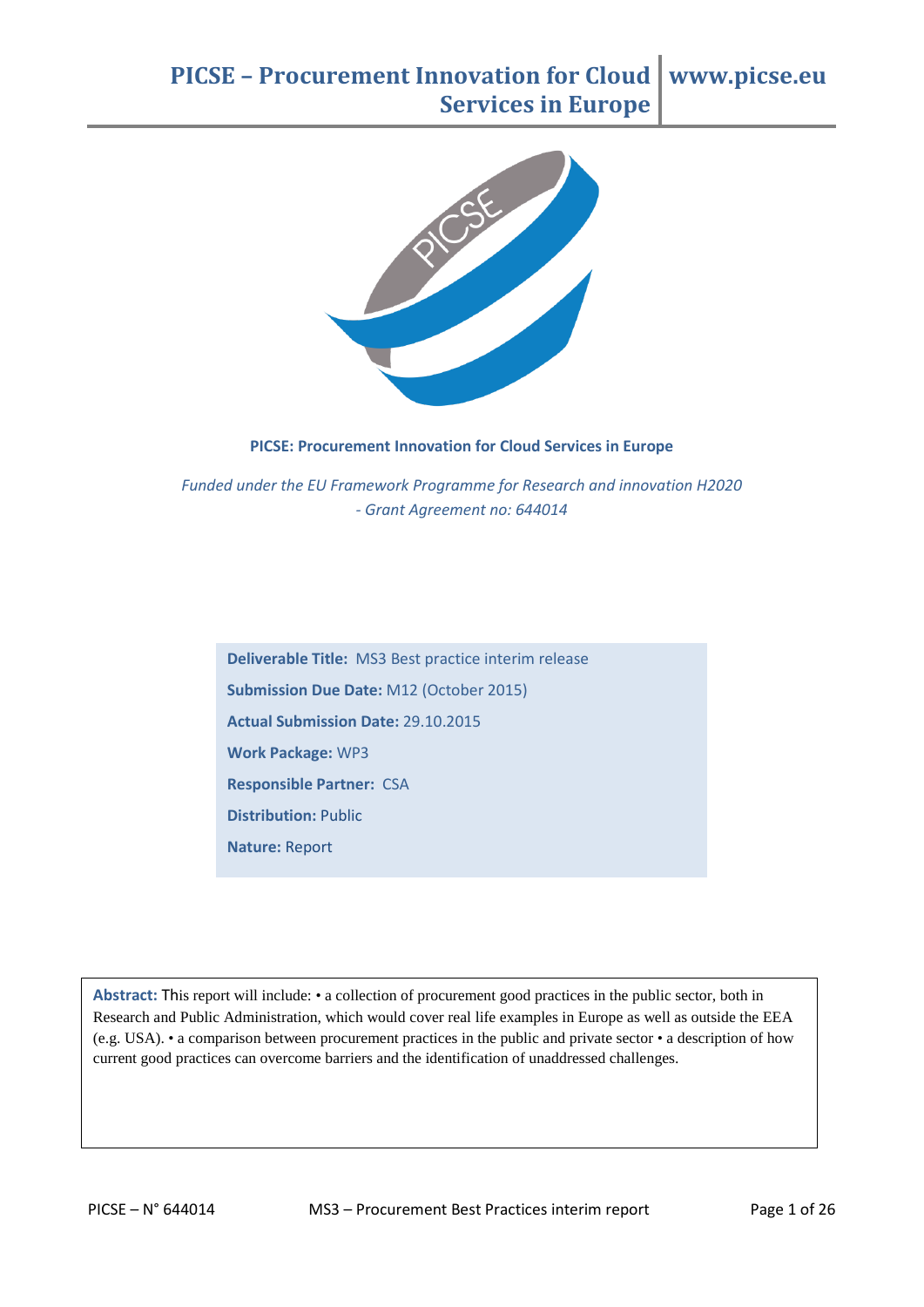# PICSE – Procurement Innovation for Cloud Services in Europe

**www.picse.eu**

**PICSE: Procurement Innovation for Cloud Services in Europe**

*Funded under the EU Framework Programme for Research and innovation H2020 - Grant Agreement no: 644014*

**Deliverable Title:** MS3 Best practice interim release

**Submission Due Date:** M12 (October 2015)

**Actual Submission Date:** 29.10.2015

**Work Package:** WP3

**Responsible Partner:** CSA

**Distribution:** Public

**Nature:** Report

**Abstract:** This report will include: • a collection of procurement good practices in the public sector, both in Research and Public Administration, which would cover real life examples in Europe as well as outside the EEA (e.g. USA). • a comparison between procurement practices in the public and private sector • a description of how current good practices can overcome barriers and the identification of unaddressed challenges.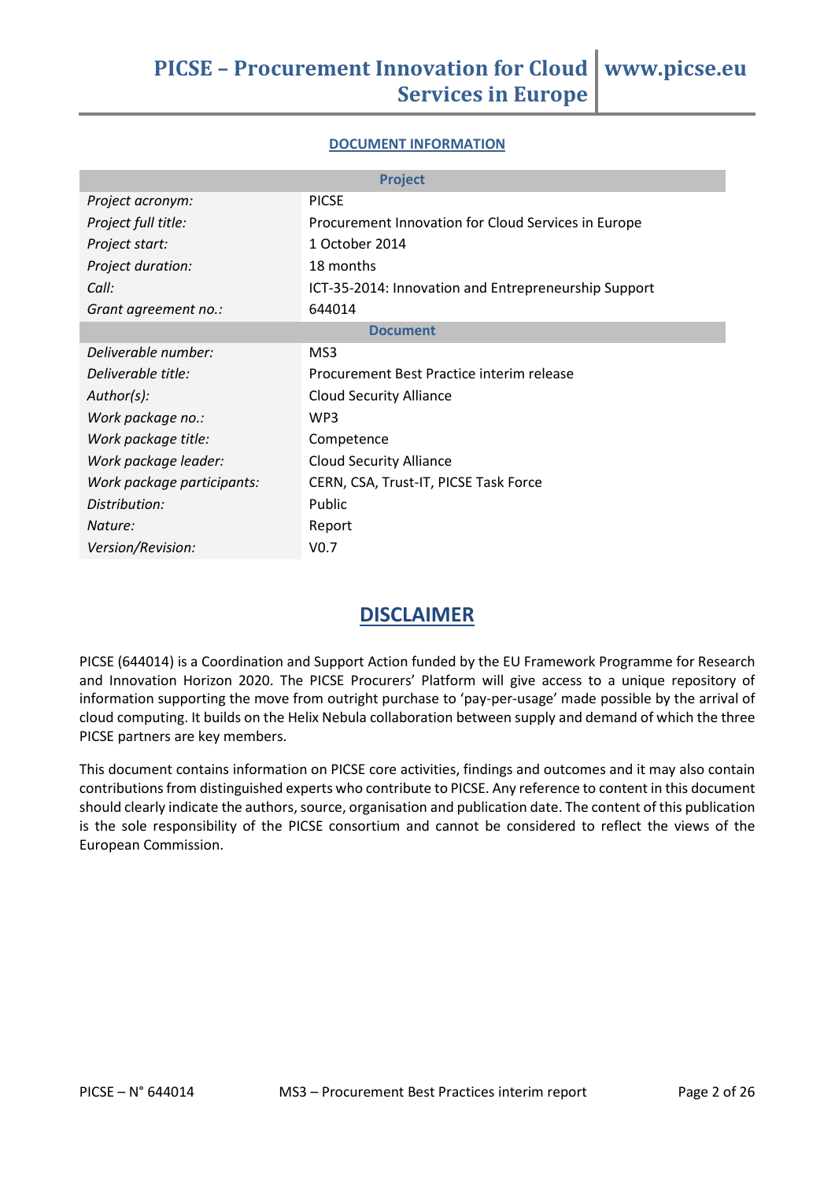## DOCUMENT INFORMATION

| | |
|---|---|
| **Project** | |
| *Project acronym:* | PICSE |
| *Project full title:* | Procurement Innovation for Cloud Services in Europe |
| *Project start:* | 1 October 2014 |
| *Project duration:* | 18 months |
| *Call:* | ICT-35-2014: Innovation and Entrepreneurship Support |
| *Grant agreement no.:* | 644014 |
| **Document** | |
| *Deliverable number:* | MS3 |
| *Deliverable title:* | Procurement Best Practice interim release |
| *Author(s):* | Cloud Security Alliance |
| *Work package no.:* | WP3 |
| *Work package title:* | Competence |
| *Work package leader:* | Cloud Security Alliance |
| *Work package participants:* | CERN, CSA, Trust-IT, PICSE Task Force |
| *Distribution:* | Public |
| *Nature:* | Report |
| *Version/Revision:* | V0.7 |

# DISCLAIMER

PICSE (644014) is a Coordination and Support Action funded by the EU Framework Programme for Research and Innovation Horizon 2020. The PICSE Procurers' Platform will give access to a unique repository of information supporting the move from outright purchase to 'pay-per-usage' made possible by the arrival of cloud computing. It builds on the Helix Nebula collaboration between supply and demand of which the three PICSE partners are key members.

This document contains information on PICSE core activities, findings and outcomes and it may also contain contributions from distinguished experts who contribute to PICSE. Any reference to content in this document should clearly indicate the authors, source, organisation and publication date. The content of this publication is the sole responsibility of the PICSE consortium and cannot be considered to reflect the views of the European Commission.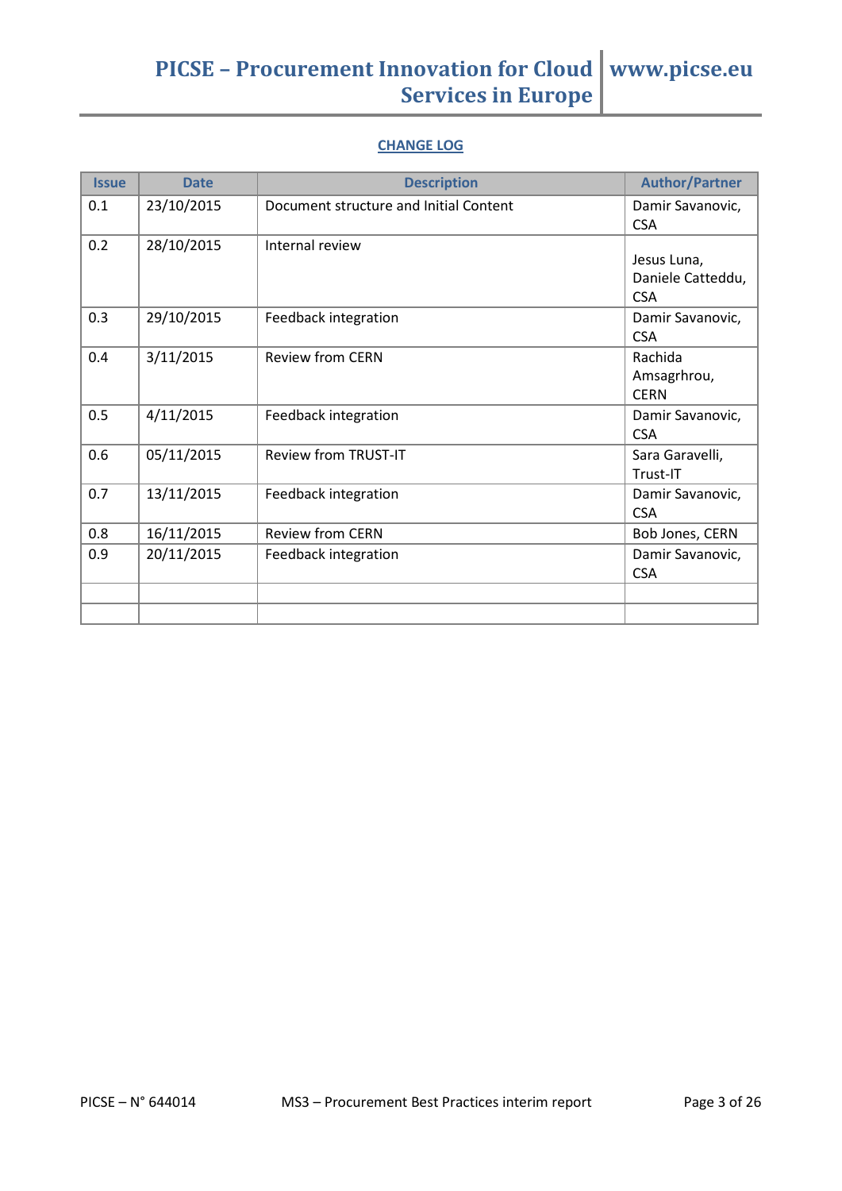## CHANGE LOG

| Issue | Date | Description | Author/Partner |
|---|---|---|---|
| 0.1 | 23/10/2015 | Document structure and Initial Content | Damir Savanovic, CSA |
| 0.2 | 28/10/2015 | Internal review | Jesus Luna, Daniele Catteddu, CSA |
| 0.3 | 29/10/2015 | Feedback integration | Damir Savanovic, CSA |
| 0.4 | 3/11/2015 | Review from CERN | Rachida Amsagrhrou, CERN |
| 0.5 | 4/11/2015 | Feedback integration | Damir Savanovic, CSA |
| 0.6 | 05/11/2015 | Review from TRUST-IT | Sara Garavelli, Trust-IT |
| 0.7 | 13/11/2015 | Feedback integration | Damir Savanovic, CSA |
| 0.8 | 16/11/2015 | Review from CERN | Bob Jones, CERN |
| 0.9 | 20/11/2015 | Feedback integration | Damir Savanovic, CSA |
| | | | |
| | | | |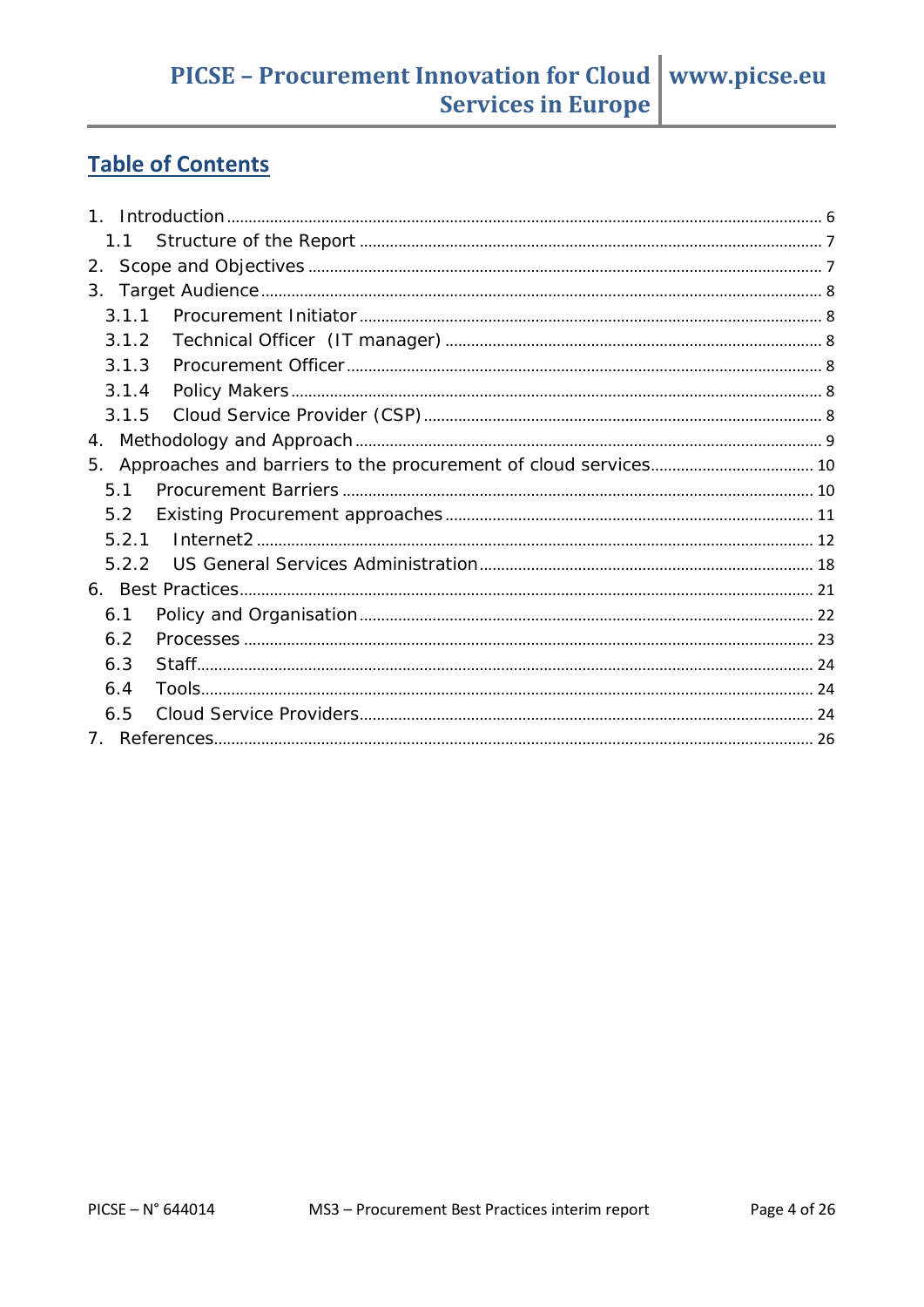## Table of Contents

1. Introduction ........ 6
   1.1 Structure of the Report ........ 7
2. Scope and Objectives ........ 7
3. Target Audience ........ 8
   3.1.1 Procurement Initiator ........ 8
   3.1.2 Technical Officer (IT manager) ........ 8
   3.1.3 Procurement Officer ........ 8
   3.1.4 Policy Makers ........ 8
   3.1.5 Cloud Service Provider (CSP) ........ 8
4. Methodology and Approach ........ 9
5. Approaches and barriers to the procurement of cloud services ........ 10
   5.1 Procurement Barriers ........ 10
   5.2 Existing Procurement approaches ........ 11
   5.2.1 Internet2 ........ 12
   5.2.2 US General Services Administration ........ 18
6. Best Practices ........ 21
   6.1 Policy and Organisation ........ 22
   6.2 Processes ........ 23
   6.3 Staff ........ 24
   6.4 Tools ........ 24
   6.5 Cloud Service Providers ........ 24
7. References ........ 26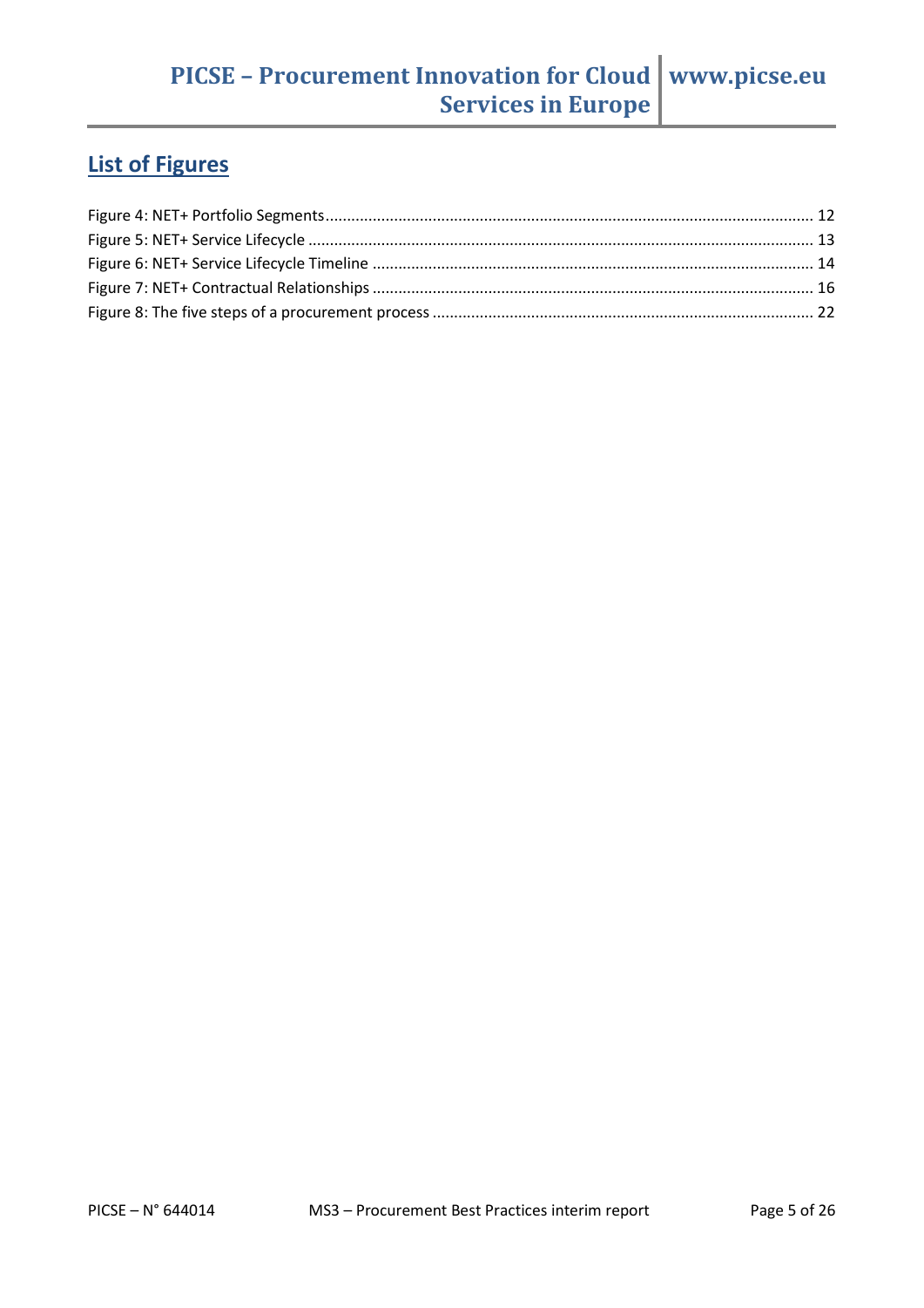## List of Figures

Figure 4: NET+ Portfolio Segments ........ 12
Figure 5: NET+ Service Lifecycle ........ 13
Figure 6: NET+ Service Lifecycle Timeline ........ 14
Figure 7: NET+ Contractual Relationships ........ 16
Figure 8: The five steps of a procurement process ........ 22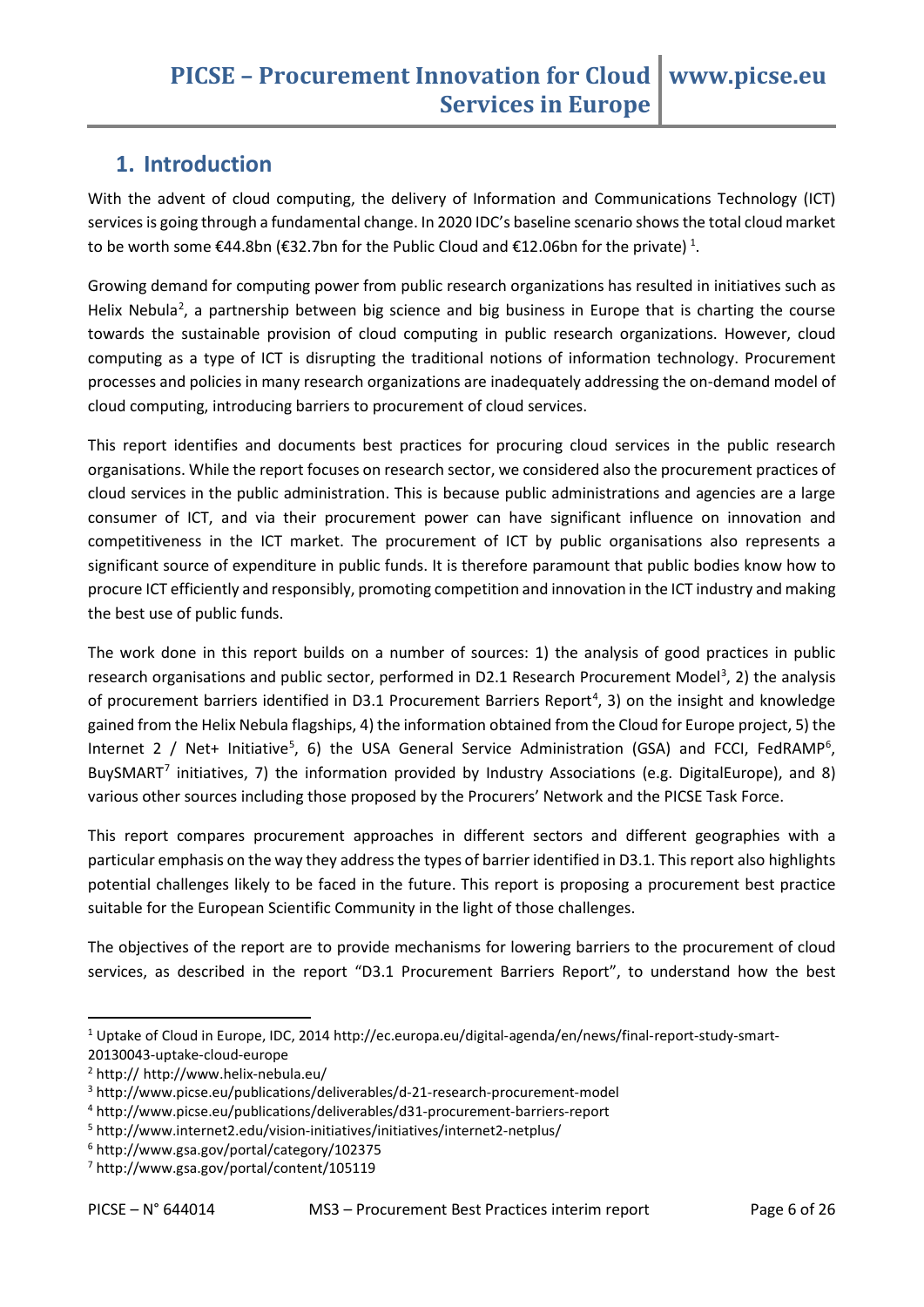## 1. Introduction

With the advent of cloud computing, the delivery of Information and Communications Technology (ICT) services is going through a fundamental change. In 2020 IDC's baseline scenario shows the total cloud market to be worth some €44.8bn (€32.7bn for the Public Cloud and €12.06bn for the private) [1].

Growing demand for computing power from public research organizations has resulted in initiatives such as Helix Nebula[2], a partnership between big science and big business in Europe that is charting the course towards the sustainable provision of cloud computing in public research organizations. However, cloud computing as a type of ICT is disrupting the traditional notions of information technology. Procurement processes and policies in many research organizations are inadequately addressing the on-demand model of cloud computing, introducing barriers to procurement of cloud services.

This report identifies and documents best practices for procuring cloud services in the public research organisations. While the report focuses on research sector, we considered also the procurement practices of cloud services in the public administration. This is because public administrations and agencies are a large consumer of ICT, and via their procurement power can have significant influence on innovation and competitiveness in the ICT market. The procurement of ICT by public organisations also represents a significant source of expenditure in public funds. It is therefore paramount that public bodies know how to procure ICT efficiently and responsibly, promoting competition and innovation in the ICT industry and making the best use of public funds.

The work done in this report builds on a number of sources: 1) the analysis of good practices in public research organisations and public sector, performed in D2.1 Research Procurement Model[3], 2) the analysis of procurement barriers identified in D3.1 Procurement Barriers Report[4], 3) on the insight and knowledge gained from the Helix Nebula flagships, 4) the information obtained from the Cloud for Europe project, 5) the Internet 2 / Net+ Initiative[5], 6) the USA General Service Administration (GSA) and FCCI, FedRAMP[6], BuySMART[7] initiatives, 7) the information provided by Industry Associations (e.g. DigitalEurope), and 8) various other sources including those proposed by the Procurers' Network and the PICSE Task Force.

This report compares procurement approaches in different sectors and different geographies with a particular emphasis on the way they address the types of barrier identified in D3.1. This report also highlights potential challenges likely to be faced in the future. This report is proposing a procurement best practice suitable for the European Scientific Community in the light of those challenges.

The objectives of the report are to provide mechanisms for lowering barriers to the procurement of cloud services, as described in the report "D3.1 Procurement Barriers Report", to understand how the best

---

[1] Uptake of Cloud in Europe, IDC, 2014 http://ec.europa.eu/digital-agenda/en/news/final-report-study-smart-20130043-uptake-cloud-europe

[2] http:// http://www.helix-nebula.eu/

[3] http://www.picse.eu/publications/deliverables/d-21-research-procurement-model

[4] http://www.picse.eu/publications/deliverables/d31-procurement-barriers-report

[5] http://www.internet2.edu/vision-initiatives/initiatives/internet2-netplus/

[6] http://www.gsa.gov/portal/category/102375

[7] http://www.gsa.gov/portal/content/105119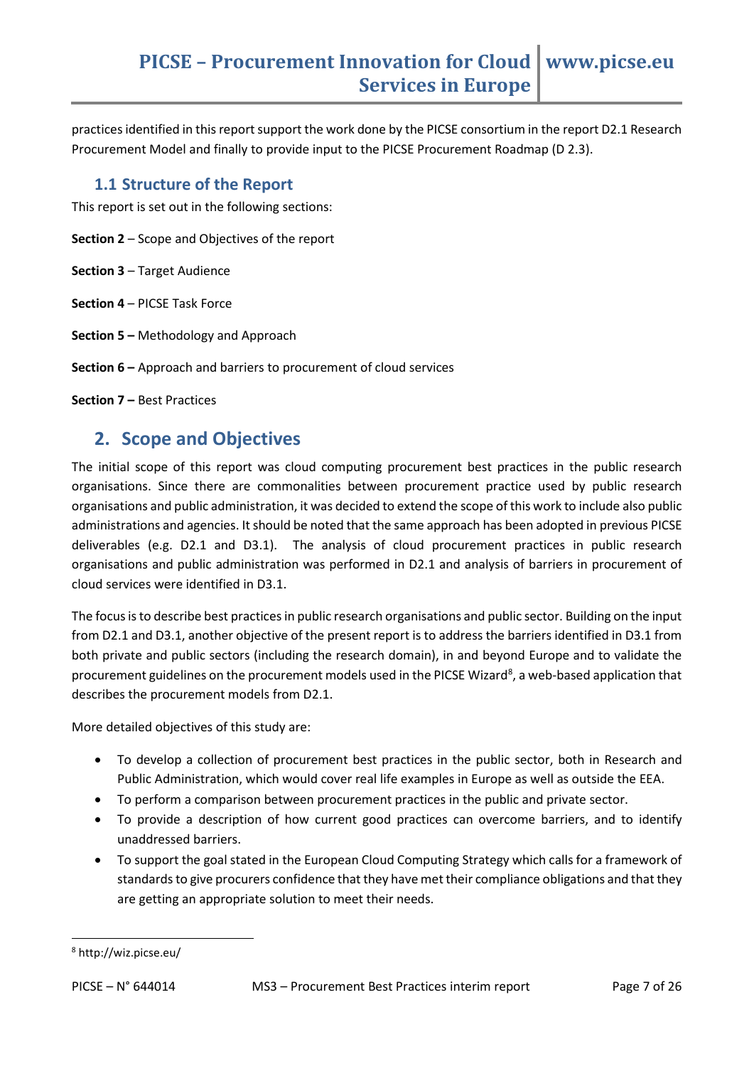practices identified in this report support the work done by the PICSE consortium in the report D2.1 Research Procurement Model and finally to provide input to the PICSE Procurement Roadmap (D 2.3).

### 1.1 Structure of the Report

This report is set out in the following sections:

**Section 2** – Scope and Objectives of the report

**Section 3** – Target Audience

**Section 4** – PICSE Task Force

**Section 5 –** Methodology and Approach

**Section 6 –** Approach and barriers to procurement of cloud services

**Section 7 –** Best Practices

## 2. Scope and Objectives

The initial scope of this report was cloud computing procurement best practices in the public research organisations. Since there are commonalities between procurement practice used by public research organisations and public administration, it was decided to extend the scope of this work to include also public administrations and agencies. It should be noted that the same approach has been adopted in previous PICSE deliverables (e.g. D2.1 and D3.1). The analysis of cloud procurement practices in public research organisations and public administration was performed in D2.1 and analysis of barriers in procurement of cloud services were identified in D3.1.

The focus is to describe best practices in public research organisations and public sector. Building on the input from D2.1 and D3.1, another objective of the present report is to address the barriers identified in D3.1 from both private and public sectors (including the research domain), in and beyond Europe and to validate the procurement guidelines on the procurement models used in the PICSE Wizard[8], a web-based application that describes the procurement models from D2.1.

More detailed objectives of this study are:

- To develop a collection of procurement best practices in the public sector, both in Research and Public Administration, which would cover real life examples in Europe as well as outside the EEA.
- To perform a comparison between procurement practices in the public and private sector.
- To provide a description of how current good practices can overcome barriers, and to identify unaddressed barriers.
- To support the goal stated in the European Cloud Computing Strategy which calls for a framework of standards to give procurers confidence that they have met their compliance obligations and that they are getting an appropriate solution to meet their needs.

[8] http://wiz.picse.eu/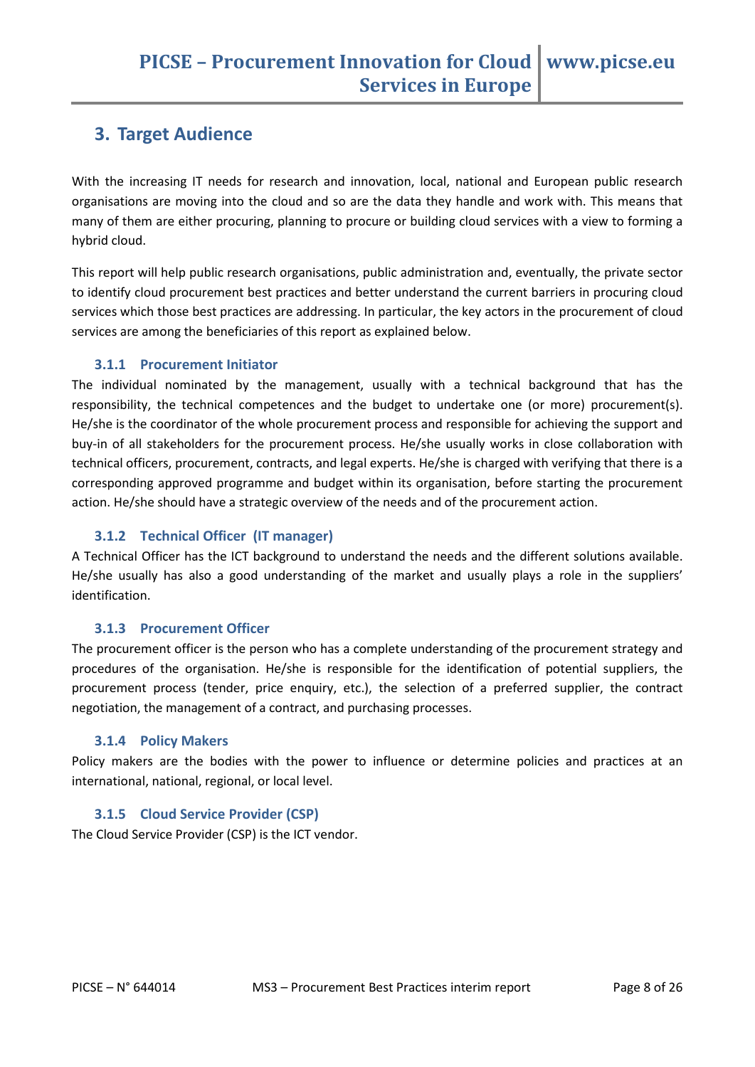# 3. Target Audience

With the increasing IT needs for research and innovation, local, national and European public research organisations are moving into the cloud and so are the data they handle and work with. This means that many of them are either procuring, planning to procure or building cloud services with a view to forming a hybrid cloud.

This report will help public research organisations, public administration and, eventually, the private sector to identify cloud procurement best practices and better understand the current barriers in procuring cloud services which those best practices are addressing. In particular, the key actors in the procurement of cloud services are among the beneficiaries of this report as explained below.

### 3.1.1 Procurement Initiator

The individual nominated by the management, usually with a technical background that has the responsibility, the technical competences and the budget to undertake one (or more) procurement(s). He/she is the coordinator of the whole procurement process and responsible for achieving the support and buy-in of all stakeholders for the procurement process. He/she usually works in close collaboration with technical officers, procurement, contracts, and legal experts. He/she is charged with verifying that there is a corresponding approved programme and budget within its organisation, before starting the procurement action. He/she should have a strategic overview of the needs and of the procurement action.

### 3.1.2 Technical Officer (IT manager)

A Technical Officer has the ICT background to understand the needs and the different solutions available. He/she usually has also a good understanding of the market and usually plays a role in the suppliers' identification.

### 3.1.3 Procurement Officer

The procurement officer is the person who has a complete understanding of the procurement strategy and procedures of the organisation. He/she is responsible for the identification of potential suppliers, the procurement process (tender, price enquiry, etc.), the selection of a preferred supplier, the contract negotiation, the management of a contract, and purchasing processes.

### 3.1.4 Policy Makers

Policy makers are the bodies with the power to influence or determine policies and practices at an international, national, regional, or local level.

### 3.1.5 Cloud Service Provider (CSP)

The Cloud Service Provider (CSP) is the ICT vendor.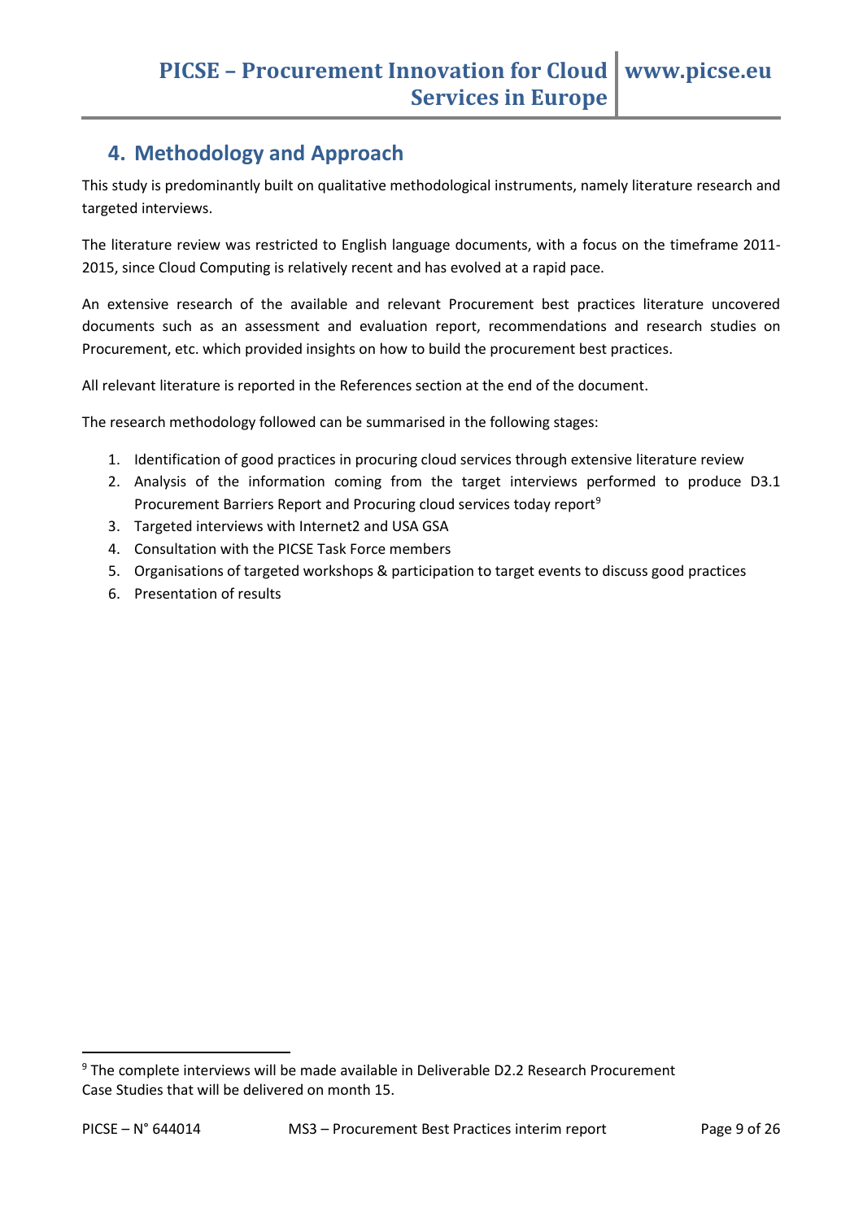## 4. Methodology and Approach

This study is predominantly built on qualitative methodological instruments, namely literature research and targeted interviews.

The literature review was restricted to English language documents, with a focus on the timeframe 2011-2015, since Cloud Computing is relatively recent and has evolved at a rapid pace.

An extensive research of the available and relevant Procurement best practices literature uncovered documents such as an assessment and evaluation report, recommendations and research studies on Procurement, etc. which provided insights on how to build the procurement best practices.

All relevant literature is reported in the References section at the end of the document.

The research methodology followed can be summarised in the following stages:

1. Identification of good practices in procuring cloud services through extensive literature review
2. Analysis of the information coming from the target interviews performed to produce D3.1 Procurement Barriers Report and Procuring cloud services today report[9]
3. Targeted interviews with Internet2 and USA GSA
4. Consultation with the PICSE Task Force members
5. Organisations of targeted workshops & participation to target events to discuss good practices
6. Presentation of results

[9] The complete interviews will be made available in Deliverable D2.2 Research Procurement Case Studies that will be delivered on month 15.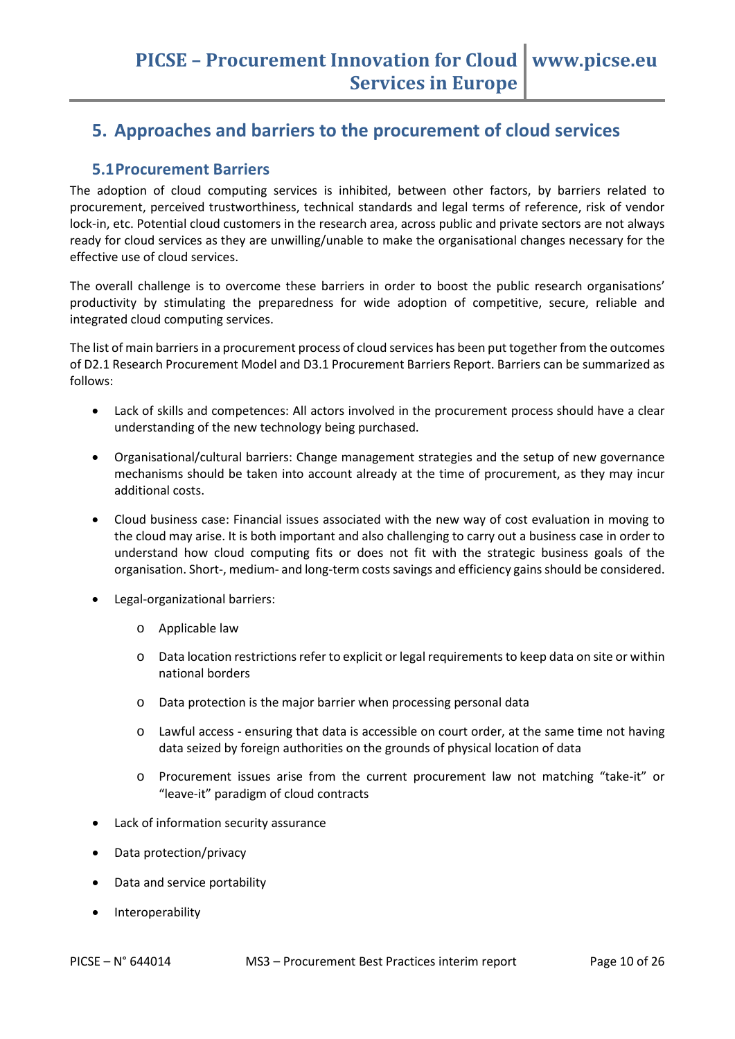# 5. Approaches and barriers to the procurement of cloud services

## 5.1 Procurement Barriers

The adoption of cloud computing services is inhibited, between other factors, by barriers related to procurement, perceived trustworthiness, technical standards and legal terms of reference, risk of vendor lock-in, etc. Potential cloud customers in the research area, across public and private sectors are not always ready for cloud services as they are unwilling/unable to make the organisational changes necessary for the effective use of cloud services.

The overall challenge is to overcome these barriers in order to boost the public research organisations' productivity by stimulating the preparedness for wide adoption of competitive, secure, reliable and integrated cloud computing services.

The list of main barriers in a procurement process of cloud services has been put together from the outcomes of D2.1 Research Procurement Model and D3.1 Procurement Barriers Report. Barriers can be summarized as follows:

- Lack of skills and competences: All actors involved in the procurement process should have a clear understanding of the new technology being purchased.
- Organisational/cultural barriers: Change management strategies and the setup of new governance mechanisms should be taken into account already at the time of procurement, as they may incur additional costs.
- Cloud business case: Financial issues associated with the new way of cost evaluation in moving to the cloud may arise. It is both important and also challenging to carry out a business case in order to understand how cloud computing fits or does not fit with the strategic business goals of the organisation. Short-, medium- and long-term costs savings and efficiency gains should be considered.
- Legal-organizational barriers:
  - Applicable law
  - Data location restrictions refer to explicit or legal requirements to keep data on site or within national borders
  - Data protection is the major barrier when processing personal data
  - Lawful access - ensuring that data is accessible on court order, at the same time not having data seized by foreign authorities on the grounds of physical location of data
  - Procurement issues arise from the current procurement law not matching "take-it" or "leave-it" paradigm of cloud contracts
- Lack of information security assurance
- Data protection/privacy
- Data and service portability
- Interoperability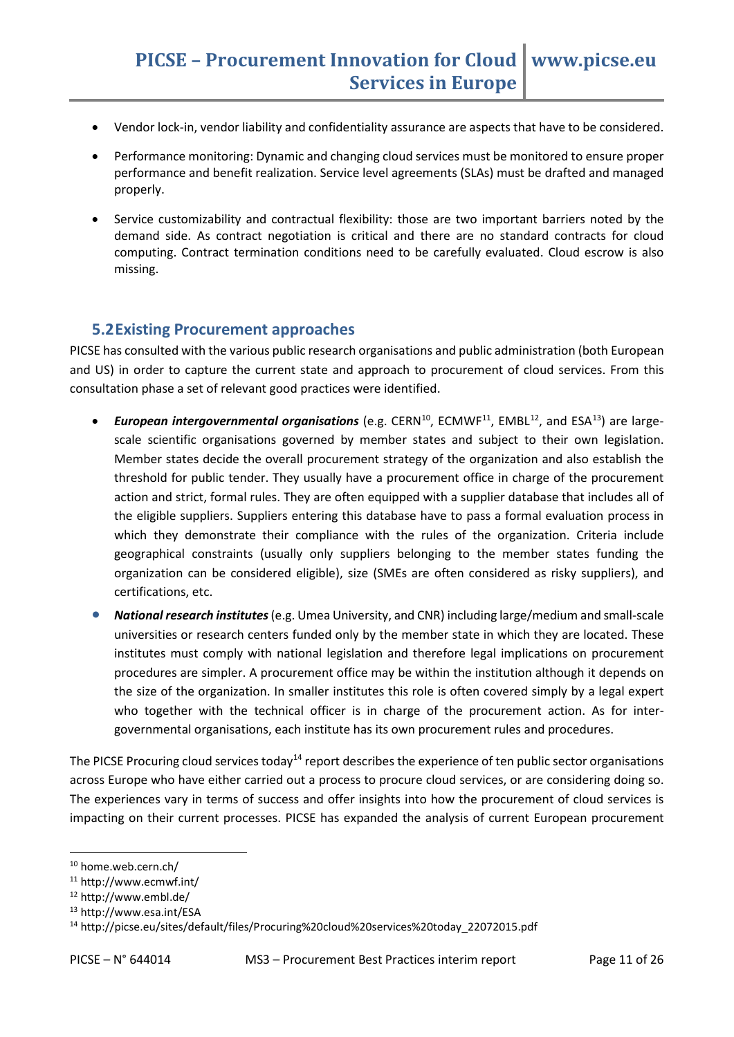- Vendor lock-in, vendor liability and confidentiality assurance are aspects that have to be considered.
- Performance monitoring: Dynamic and changing cloud services must be monitored to ensure proper performance and benefit realization. Service level agreements (SLAs) must be drafted and managed properly.
- Service customizability and contractual flexibility: those are two important barriers noted by the demand side. As contract negotiation is critical and there are no standard contracts for cloud computing. Contract termination conditions need to be carefully evaluated. Cloud escrow is also missing.

## 5.2 Existing Procurement approaches

PICSE has consulted with the various public research organisations and public administration (both European and US) in order to capture the current state and approach to procurement of cloud services. From this consultation phase a set of relevant good practices were identified.

- ***European intergovernmental organisations*** (e.g. CERN[10], ECMWF[11], EMBL[12], and ESA[13]) are large-scale scientific organisations governed by member states and subject to their own legislation. Member states decide the overall procurement strategy of the organization and also establish the threshold for public tender. They usually have a procurement office in charge of the procurement action and strict, formal rules. They are often equipped with a supplier database that includes all of the eligible suppliers. Suppliers entering this database have to pass a formal evaluation process in which they demonstrate their compliance with the rules of the organization. Criteria include geographical constraints (usually only suppliers belonging to the member states funding the organization can be considered eligible), size (SMEs are often considered as risky suppliers), and certifications, etc.
- ***National research institutes*** (e.g. Umea University, and CNR) including large/medium and small-scale universities or research centers funded only by the member state in which they are located. These institutes must comply with national legislation and therefore legal implications on procurement procedures are simpler. A procurement office may be within the institution although it depends on the size of the organization. In smaller institutes this role is often covered simply by a legal expert who together with the technical officer is in charge of the procurement action. As for inter-governmental organisations, each institute has its own procurement rules and procedures.

The PICSE Procuring cloud services today[14] report describes the experience of ten public sector organisations across Europe who have either carried out a process to procure cloud services, or are considering doing so. The experiences vary in terms of success and offer insights into how the procurement of cloud services is impacting on their current processes. PICSE has expanded the analysis of current European procurement

---

[10] home.web.cern.ch/

[11] http://www.ecmwf.int/

[12] http://www.embl.de/

[13] http://www.esa.int/ESA

[14] http://picse.eu/sites/default/files/Procuring%20cloud%20services%20today_22072015.pdf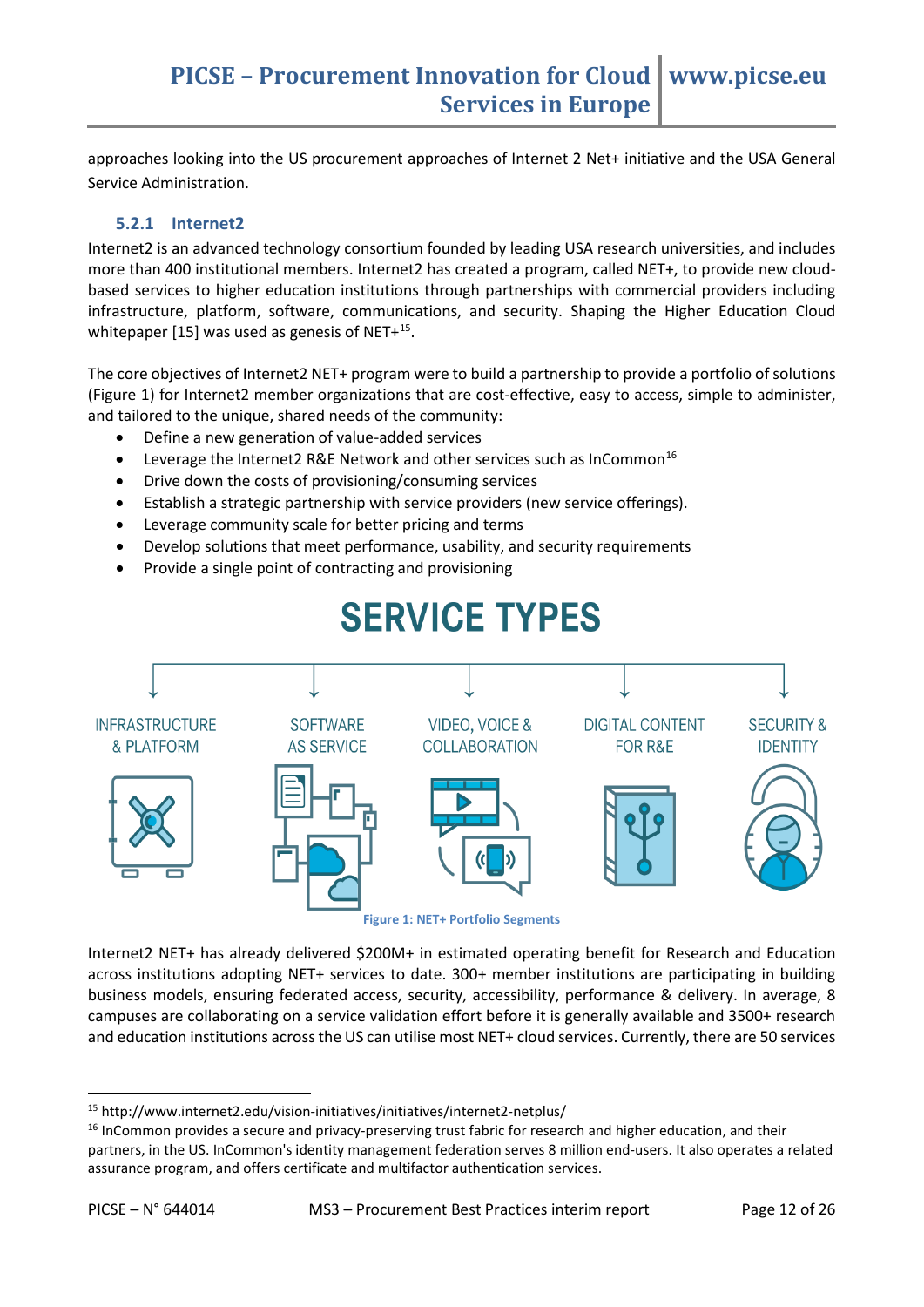approaches looking into the US procurement approaches of Internet 2 Net+ initiative and the USA General Service Administration.

### 5.2.1 Internet2

Internet2 is an advanced technology consortium founded by leading USA research universities, and includes more than 400 institutional members. Internet2 has created a program, called NET+, to provide new cloud-based services to higher education institutions through partnerships with commercial providers including infrastructure, platform, software, communications, and security. Shaping the Higher Education Cloud whitepaper [15] was used as genesis of NET+[15].

The core objectives of Internet2 NET+ program were to build a partnership to provide a portfolio of solutions (Figure 1) for Internet2 member organizations that are cost-effective, easy to access, simple to administer, and tailored to the unique, shared needs of the community:

- Define a new generation of value-added services
- Leverage the Internet2 R&E Network and other services such as InCommon[16]
- Drive down the costs of provisioning/consuming services
- Establish a strategic partnership with service providers (new service offerings).
- Leverage community scale for better pricing and terms
- Develop solutions that meet performance, usability, and security requirements
- Provide a single point of contracting and provisioning

SERVICE TYPES

INFRASTRUCTURE & PLATFORM

SOFTWARE AS SERVICE

VIDEO, VOICE & COLLABORATION

DIGITAL CONTENT FOR R&E

SECURITY & IDENTITY

Figure 1: NET+ Portfolio Segments

Internet2 NET+ has already delivered $200M+ in estimated operating benefit for Research and Education across institutions adopting NET+ services to date. 300+ member institutions are participating in building business models, ensuring federated access, security, accessibility, performance & delivery. In average, 8 campuses are collaborating on a service validation effort before it is generally available and 3500+ research and education institutions across the US can utilise most NET+ cloud services. Currently, there are 50 services

[15] http://www.internet2.edu/vision-initiatives/initiatives/internet2-netplus/

[16] InCommon provides a secure and privacy-preserving trust fabric for research and higher education, and their partners, in the US. InCommon's identity management federation serves 8 million end-users. It also operates a related assurance program, and offers certificate and multifactor authentication services.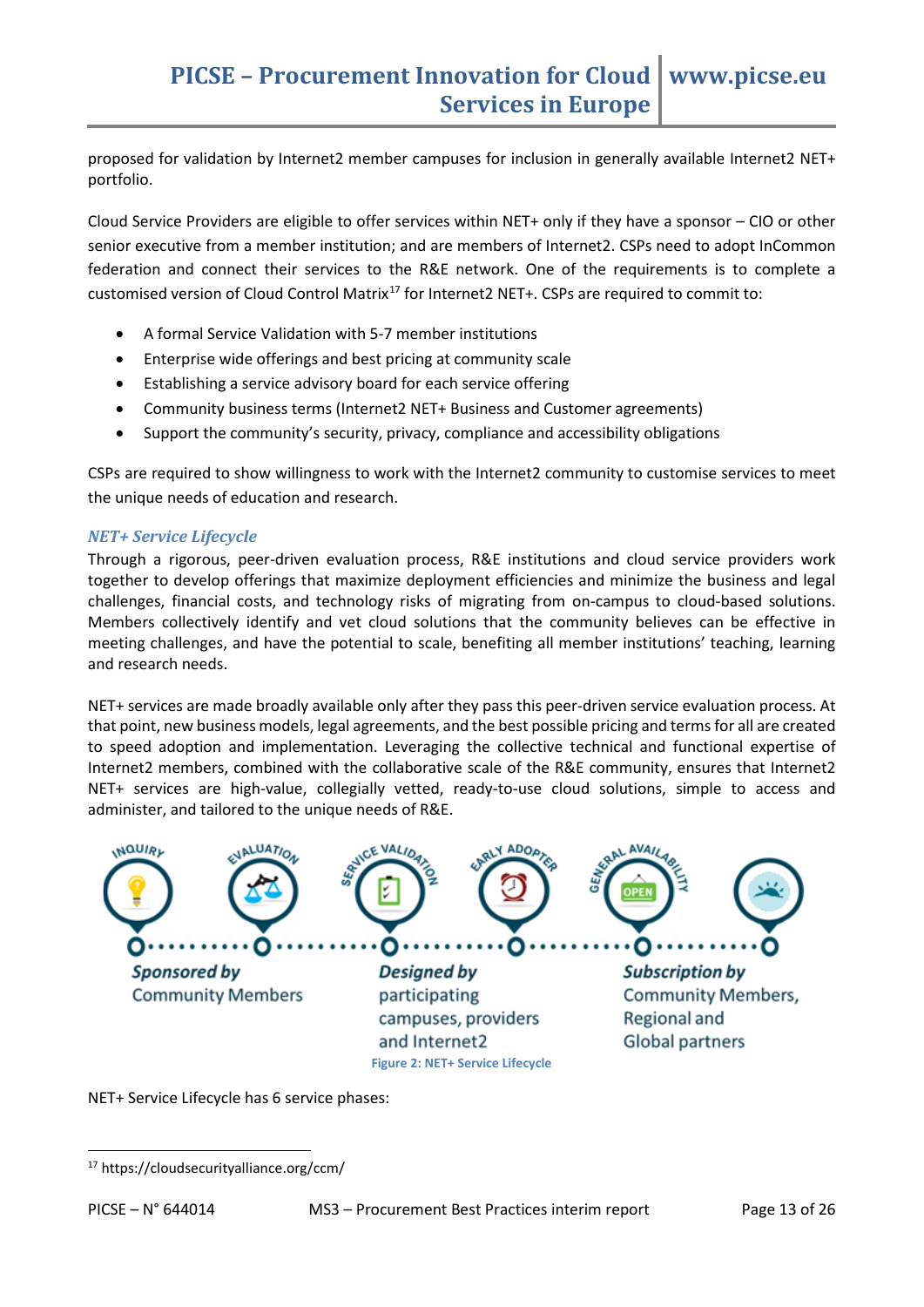proposed for validation by Internet2 member campuses for inclusion in generally available Internet2 NET+ portfolio.

Cloud Service Providers are eligible to offer services within NET+ only if they have a sponsor – CIO or other senior executive from a member institution; and are members of Internet2. CSPs need to adopt InCommon federation and connect their services to the R&E network. One of the requirements is to complete a customised version of Cloud Control Matrix[17] for Internet2 NET+. CSPs are required to commit to:

- A formal Service Validation with 5-7 member institutions
- Enterprise wide offerings and best pricing at community scale
- Establishing a service advisory board for each service offering
- Community business terms (Internet2 NET+ Business and Customer agreements)
- Support the community's security, privacy, compliance and accessibility obligations

CSPs are required to show willingness to work with the Internet2 community to customise services to meet the unique needs of education and research.

### *NET+ Service Lifecycle*

Through a rigorous, peer-driven evaluation process, R&E institutions and cloud service providers work together to develop offerings that maximize deployment efficiencies and minimize the business and legal challenges, financial costs, and technology risks of migrating from on-campus to cloud-based solutions. Members collectively identify and vet cloud solutions that the community believes can be effective in meeting challenges, and have the potential to scale, benefiting all member institutions' teaching, learning and research needs.

NET+ services are made broadly available only after they pass this peer-driven service evaluation process. At that point, new business models, legal agreements, and the best possible pricing and terms for all are created to speed adoption and implementation. Leveraging the collective technical and functional expertise of Internet2 members, combined with the collaborative scale of the R&E community, ensures that Internet2 NET+ services are high-value, collegially vetted, ready-to-use cloud solutions, simple to access and administer, and tailored to the unique needs of R&E.

INQUIRY

EVALUATION

SERVICE VALIDATION

EARLY ADOPTER

GENERAL AVAILABILITY

OPEN

***Sponsored by*** Community Members

***Designed by*** participating campuses, providers and Internet2

***Subscription by*** Community Members, Regional and Global partners

Figure 2: NET+ Service Lifecycle

NET+ Service Lifecycle has 6 service phases:

---

[17] https://cloudsecurityalliance.org/ccm/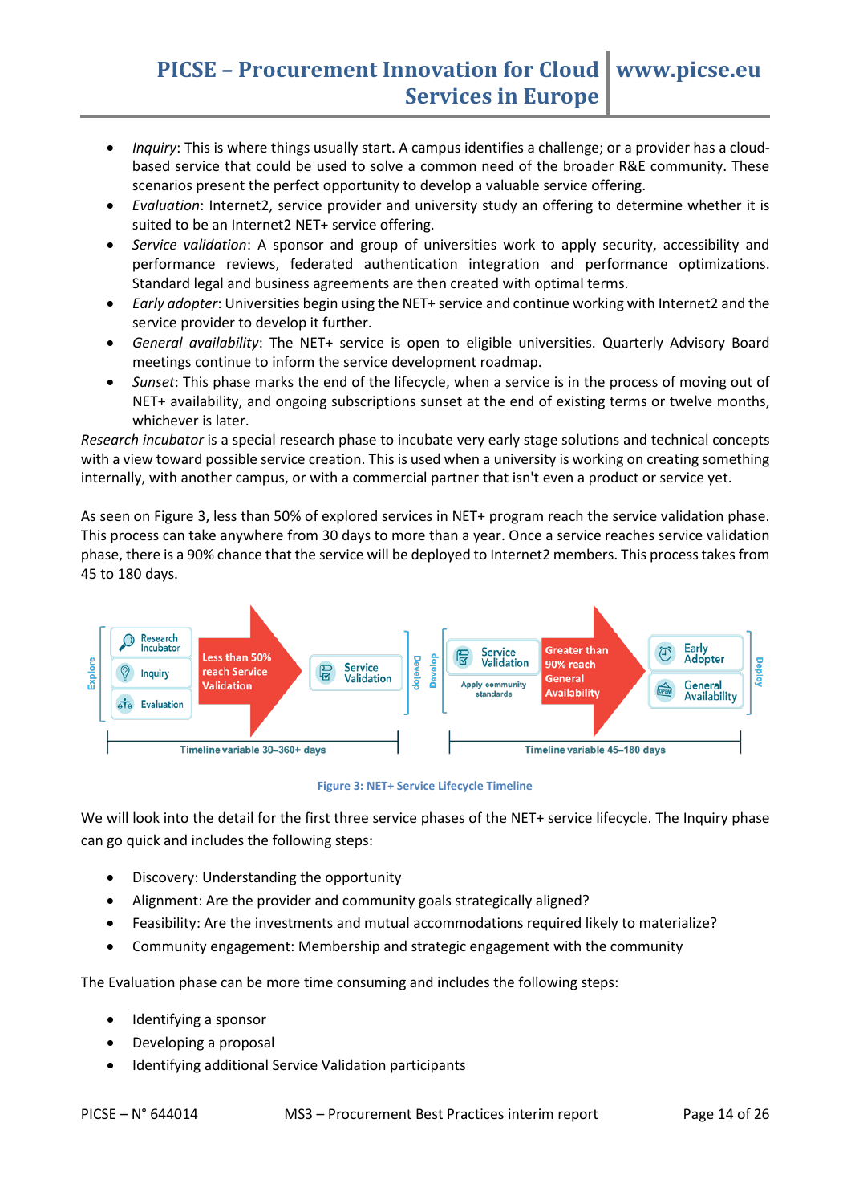- *Inquiry*: This is where things usually start. A campus identifies a challenge; or a provider has a cloud-based service that could be used to solve a common need of the broader R&E community. These scenarios present the perfect opportunity to develop a valuable service offering.
- *Evaluation*: Internet2, service provider and university study an offering to determine whether it is suited to be an Internet2 NET+ service offering.
- *Service validation*: A sponsor and group of universities work to apply security, accessibility and performance reviews, federated authentication integration and performance optimizations. Standard legal and business agreements are then created with optimal terms.
- *Early adopter*: Universities begin using the NET+ service and continue working with Internet2 and the service provider to develop it further.
- *General availability*: The NET+ service is open to eligible universities. Quarterly Advisory Board meetings continue to inform the service development roadmap.
- *Sunset*: This phase marks the end of the lifecycle, when a service is in the process of moving out of NET+ availability, and ongoing subscriptions sunset at the end of existing terms or twelve months, whichever is later.

*Research incubator* is a special research phase to incubate very early stage solutions and technical concepts with a view toward possible service creation. This is used when a university is working on creating something internally, with another campus, or with a commercial partner that isn't even a product or service yet.

As seen on Figure 3, less than 50% of explored services in NET+ program reach the service validation phase. This process can take anywhere from 30 days to more than a year. Once a service reaches service validation phase, there is a 90% chance that the service will be deployed to Internet2 members. This process takes from 45 to 180 days.

Explore
Research Incubator
Inquiry
Evaluation
Less than 50% reach Service Validation
Service Validation
Develop
Develop
Service Validation
Apply community standards
Greater than 90% reach General Availability
Early Adopter
General Availability
Deploy
Timeline variable 30–360+ days
Timeline variable 45–180 days

Figure 3: NET+ Service Lifecycle Timeline

We will look into the detail for the first three service phases of the NET+ service lifecycle. The Inquiry phase can go quick and includes the following steps:

- Discovery: Understanding the opportunity
- Alignment: Are the provider and community goals strategically aligned?
- Feasibility: Are the investments and mutual accommodations required likely to materialize?
- Community engagement: Membership and strategic engagement with the community

The Evaluation phase can be more time consuming and includes the following steps:

- Identifying a sponsor
- Developing a proposal
- Identifying additional Service Validation participants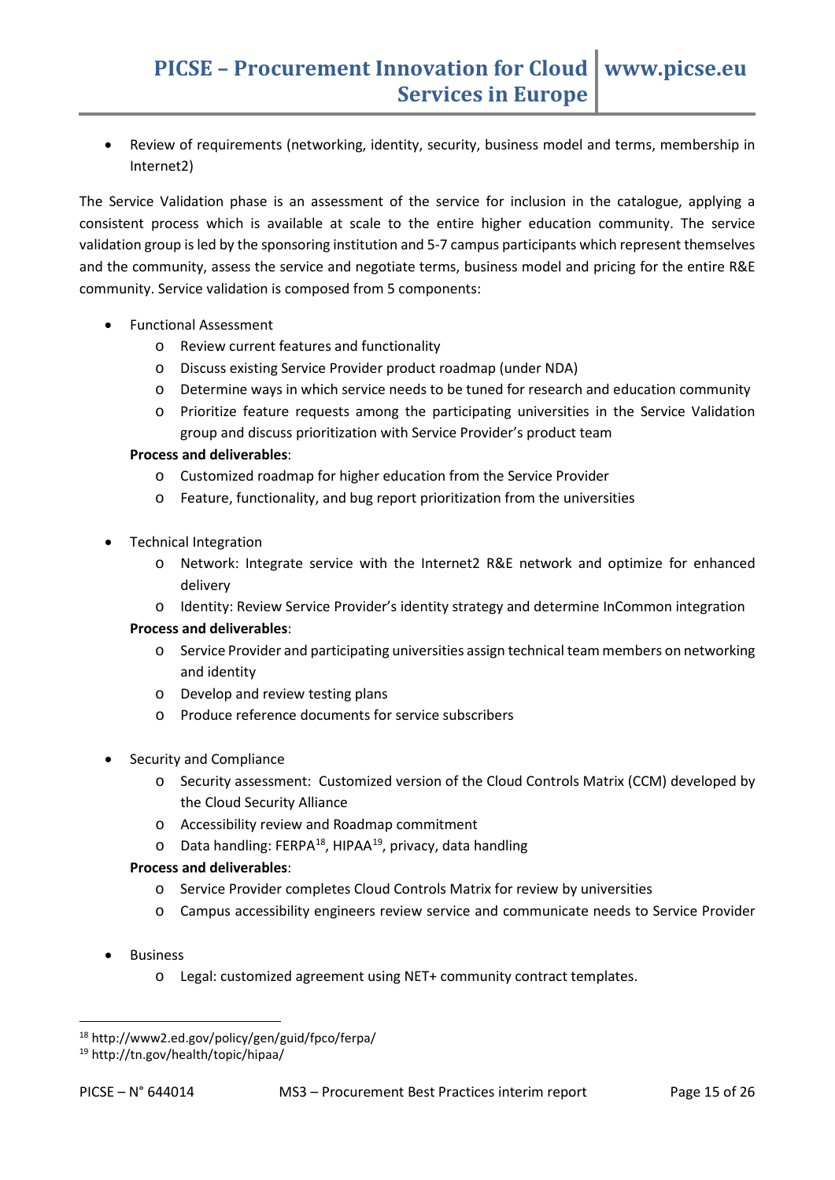- Review of requirements (networking, identity, security, business model and terms, membership in Internet2)

The Service Validation phase is an assessment of the service for inclusion in the catalogue, applying a consistent process which is available at scale to the entire higher education community. The service validation group is led by the sponsoring institution and 5-7 campus participants which represent themselves and the community, assess the service and negotiate terms, business model and pricing for the entire R&E community. Service validation is composed from 5 components:

- Functional Assessment
  - Review current features and functionality
  - Discuss existing Service Provider product roadmap (under NDA)
  - Determine ways in which service needs to be tuned for research and education community
  - Prioritize feature requests among the participating universities in the Service Validation group and discuss prioritization with Service Provider's product team

  **Process and deliverables**:
  - Customized roadmap for higher education from the Service Provider
  - Feature, functionality, and bug report prioritization from the universities

- Technical Integration
  - Network: Integrate service with the Internet2 R&E network and optimize for enhanced delivery
  - Identity: Review Service Provider's identity strategy and determine InCommon integration

  **Process and deliverables**:
  - Service Provider and participating universities assign technical team members on networking and identity
  - Develop and review testing plans
  - Produce reference documents for service subscribers

- Security and Compliance
  - Security assessment: Customized version of the Cloud Controls Matrix (CCM) developed by the Cloud Security Alliance
  - Accessibility review and Roadmap commitment
  - Data handling: FERPA[18], HIPAA[19], privacy, data handling

  **Process and deliverables**:
  - Service Provider completes Cloud Controls Matrix for review by universities
  - Campus accessibility engineers review service and communicate needs to Service Provider

- Business
  - Legal: customized agreement using NET+ community contract templates.

[18] http://www2.ed.gov/policy/gen/guid/fpco/ferpa/

[19] http://tn.gov/health/topic/hipaa/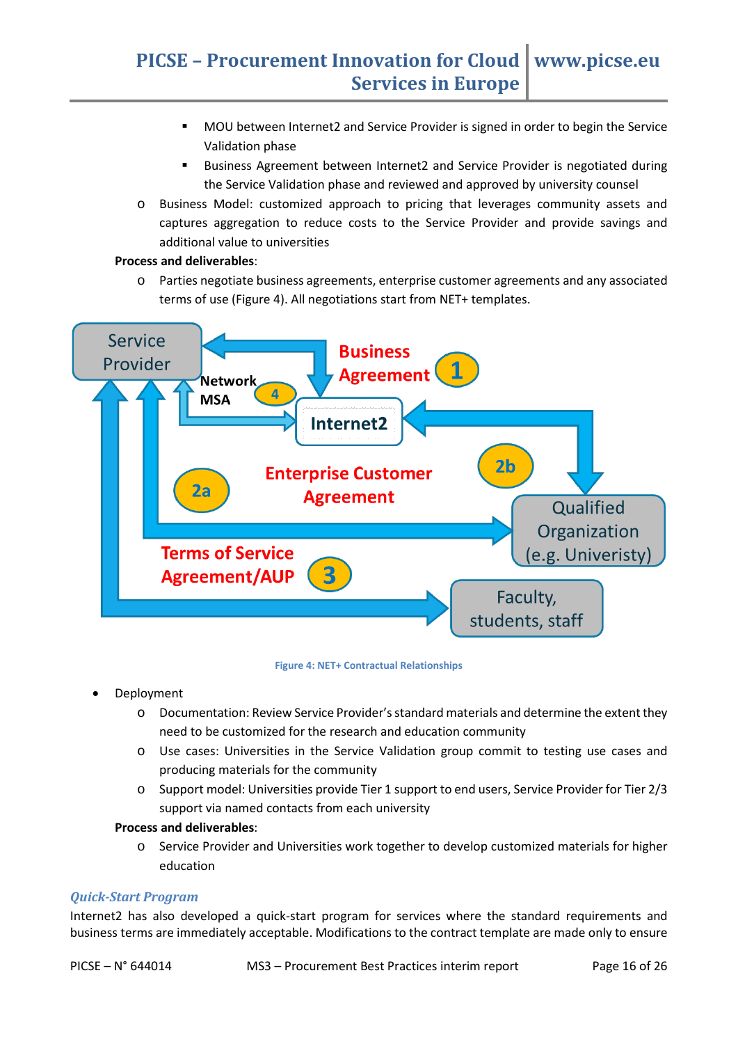- MOU between Internet2 and Service Provider is signed in order to begin the Service Validation phase
    - Business Agreement between Internet2 and Service Provider is negotiated during the Service Validation phase and reviewed and approved by university counsel
  - Business Model: customized approach to pricing that leverages community assets and captures aggregation to reduce costs to the Service Provider and provide savings and additional value to universities

**Process and deliverables**:

  - Parties negotiate business agreements, enterprise customer agreements and any associated terms of use (Figure 4). All negotiations start from NET+ templates.

Service Provider

Business Agreement 1

Network MSA 4

Internet2

Enterprise Customer Agreement

2a

2b

Qualified Organization (e.g. Univeristy)

Terms of Service Agreement/AUP 3

Faculty, students, staff

Figure 4: NET+ Contractual Relationships

- Deployment
  - Documentation: Review Service Provider's standard materials and determine the extent they need to be customized for the research and education community
  - Use cases: Universities in the Service Validation group commit to testing use cases and producing materials for the community
  - Support model: Universities provide Tier 1 support to end users, Service Provider for Tier 2/3 support via named contacts from each university

**Process and deliverables**:

  - Service Provider and Universities work together to develop customized materials for higher education

### *Quick-Start Program*

Internet2 has also developed a quick-start program for services where the standard requirements and business terms are immediately acceptable. Modifications to the contract template are made only to ensure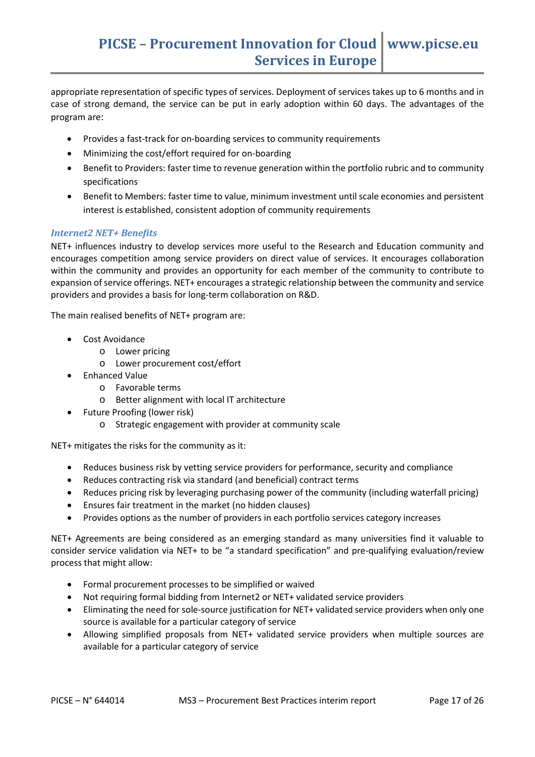appropriate representation of specific types of services. Deployment of services takes up to 6 months and in case of strong demand, the service can be put in early adoption within 60 days. The advantages of the program are:

- Provides a fast-track for on-boarding services to community requirements
- Minimizing the cost/effort required for on-boarding
- Benefit to Providers: faster time to revenue generation within the portfolio rubric and to community specifications
- Benefit to Members: faster time to value, minimum investment until scale economies and persistent interest is established, consistent adoption of community requirements

### *Internet2 NET+ Benefits*

NET+ influences industry to develop services more useful to the Research and Education community and encourages competition among service providers on direct value of services. It encourages collaboration within the community and provides an opportunity for each member of the community to contribute to expansion of service offerings. NET+ encourages a strategic relationship between the community and service providers and provides a basis for long-term collaboration on R&D.

The main realised benefits of NET+ program are:

- Cost Avoidance
  - Lower pricing
  - Lower procurement cost/effort
- Enhanced Value
  - Favorable terms
  - Better alignment with local IT architecture
- Future Proofing (lower risk)
  - Strategic engagement with provider at community scale

NET+ mitigates the risks for the community as it:

- Reduces business risk by vetting service providers for performance, security and compliance
- Reduces contracting risk via standard (and beneficial) contract terms
- Reduces pricing risk by leveraging purchasing power of the community (including waterfall pricing)
- Ensures fair treatment in the market (no hidden clauses)
- Provides options as the number of providers in each portfolio services category increases

NET+ Agreements are being considered as an emerging standard as many universities find it valuable to consider service validation via NET+ to be "a standard specification" and pre-qualifying evaluation/review process that might allow:

- Formal procurement processes to be simplified or waived
- Not requiring formal bidding from Internet2 or NET+ validated service providers
- Eliminating the need for sole-source justification for NET+ validated service providers when only one source is available for a particular category of service
- Allowing simplified proposals from NET+ validated service providers when multiple sources are available for a particular category of service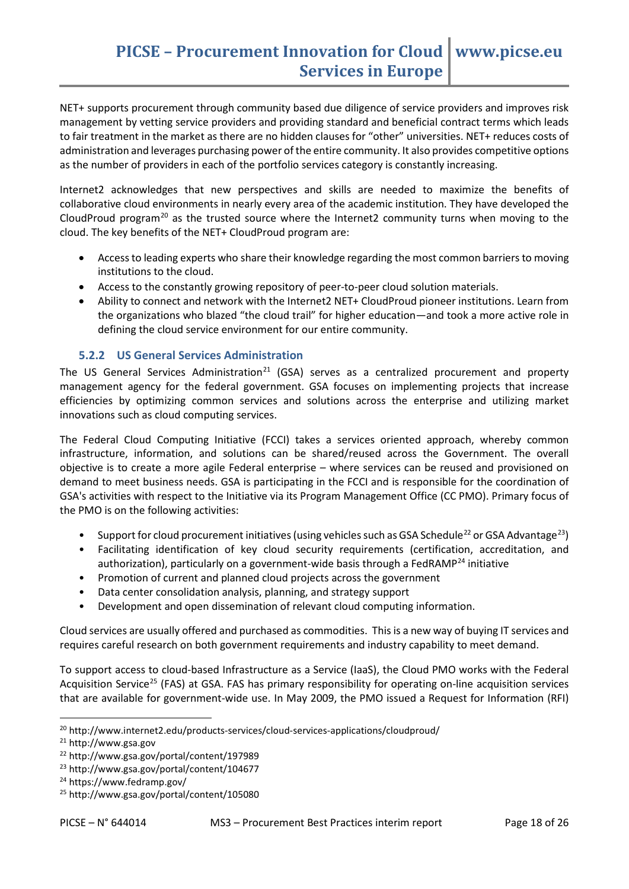NET+ supports procurement through community based due diligence of service providers and improves risk management by vetting service providers and providing standard and beneficial contract terms which leads to fair treatment in the market as there are no hidden clauses for "other" universities. NET+ reduces costs of administration and leverages purchasing power of the entire community. It also provides competitive options as the number of providers in each of the portfolio services category is constantly increasing.

Internet2 acknowledges that new perspectives and skills are needed to maximize the benefits of collaborative cloud environments in nearly every area of the academic institution. They have developed the CloudProud program[20] as the trusted source where the Internet2 community turns when moving to the cloud. The key benefits of the NET+ CloudProud program are:

- Access to leading experts who share their knowledge regarding the most common barriers to moving institutions to the cloud.
- Access to the constantly growing repository of peer-to-peer cloud solution materials.
- Ability to connect and network with the Internet2 NET+ CloudProud pioneer institutions. Learn from the organizations who blazed "the cloud trail" for higher education—and took a more active role in defining the cloud service environment for our entire community.

### 5.2.2 US General Services Administration

The US General Services Administration[21] (GSA) serves as a centralized procurement and property management agency for the federal government. GSA focuses on implementing projects that increase efficiencies by optimizing common services and solutions across the enterprise and utilizing market innovations such as cloud computing services.

The Federal Cloud Computing Initiative (FCCI) takes a services oriented approach, whereby common infrastructure, information, and solutions can be shared/reused across the Government. The overall objective is to create a more agile Federal enterprise – where services can be reused and provisioned on demand to meet business needs. GSA is participating in the FCCI and is responsible for the coordination of GSA's activities with respect to the Initiative via its Program Management Office (CC PMO). Primary focus of the PMO is on the following activities:

- Support for cloud procurement initiatives (using vehicles such as GSA Schedule[22] or GSA Advantage[23])
- Facilitating identification of key cloud security requirements (certification, accreditation, and authorization), particularly on a government-wide basis through a FedRAMP[24] initiative
- Promotion of current and planned cloud projects across the government
- Data center consolidation analysis, planning, and strategy support
- Development and open dissemination of relevant cloud computing information.

Cloud services are usually offered and purchased as commodities. This is a new way of buying IT services and requires careful research on both government requirements and industry capability to meet demand.

To support access to cloud-based Infrastructure as a Service (IaaS), the Cloud PMO works with the Federal Acquisition Service[25] (FAS) at GSA. FAS has primary responsibility for operating on-line acquisition services that are available for government-wide use. In May 2009, the PMO issued a Request for Information (RFI)

---

[20] http://www.internet2.edu/products-services/cloud-services-applications/cloudproud/

[21] http://www.gsa.gov

[22] http://www.gsa.gov/portal/content/197989

[23] http://www.gsa.gov/portal/content/104677

[24] https://www.fedramp.gov/

[25] http://www.gsa.gov/portal/content/105080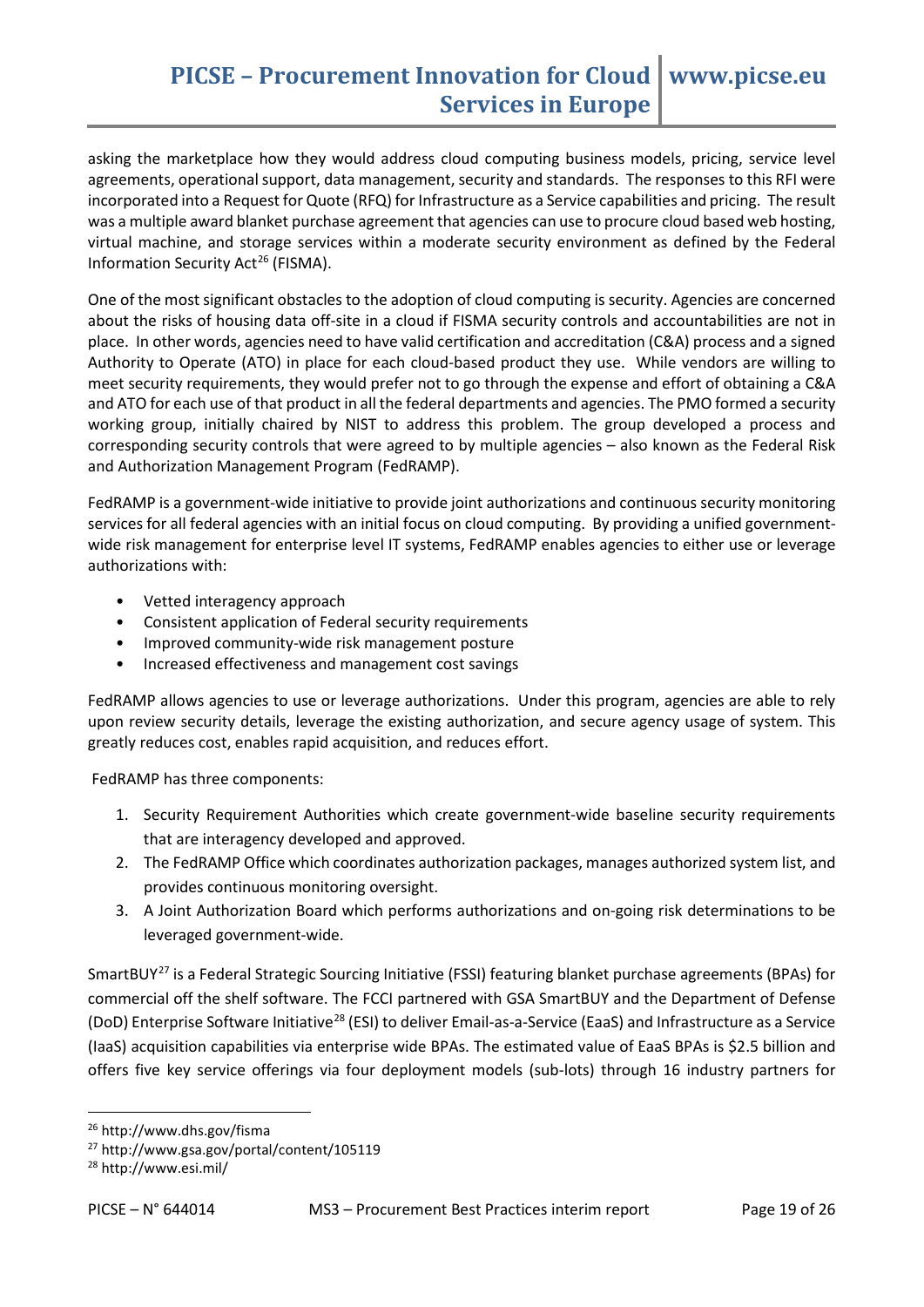asking the marketplace how they would address cloud computing business models, pricing, service level agreements, operational support, data management, security and standards. The responses to this RFI were incorporated into a Request for Quote (RFQ) for Infrastructure as a Service capabilities and pricing. The result was a multiple award blanket purchase agreement that agencies can use to procure cloud based web hosting, virtual machine, and storage services within a moderate security environment as defined by the Federal Information Security Act[26] (FISMA).

One of the most significant obstacles to the adoption of cloud computing is security. Agencies are concerned about the risks of housing data off-site in a cloud if FISMA security controls and accountabilities are not in place. In other words, agencies need to have valid certification and accreditation (C&A) process and a signed Authority to Operate (ATO) in place for each cloud-based product they use. While vendors are willing to meet security requirements, they would prefer not to go through the expense and effort of obtaining a C&A and ATO for each use of that product in all the federal departments and agencies. The PMO formed a security working group, initially chaired by NIST to address this problem. The group developed a process and corresponding security controls that were agreed to by multiple agencies – also known as the Federal Risk and Authorization Management Program (FedRAMP).

FedRAMP is a government-wide initiative to provide joint authorizations and continuous security monitoring services for all federal agencies with an initial focus on cloud computing. By providing a unified government-wide risk management for enterprise level IT systems, FedRAMP enables agencies to either use or leverage authorizations with:

- Vetted interagency approach
- Consistent application of Federal security requirements
- Improved community-wide risk management posture
- Increased effectiveness and management cost savings

FedRAMP allows agencies to use or leverage authorizations. Under this program, agencies are able to rely upon review security details, leverage the existing authorization, and secure agency usage of system. This greatly reduces cost, enables rapid acquisition, and reduces effort.

FedRAMP has three components:

1. Security Requirement Authorities which create government-wide baseline security requirements that are interagency developed and approved.
2. The FedRAMP Office which coordinates authorization packages, manages authorized system list, and provides continuous monitoring oversight.
3. A Joint Authorization Board which performs authorizations and on-going risk determinations to be leveraged government-wide.

SmartBUY[27] is a Federal Strategic Sourcing Initiative (FSSI) featuring blanket purchase agreements (BPAs) for commercial off the shelf software. The FCCI partnered with GSA SmartBUY and the Department of Defense (DoD) Enterprise Software Initiative[28] (ESI) to deliver Email-as-a-Service (EaaS) and Infrastructure as a Service (IaaS) acquisition capabilities via enterprise wide BPAs. The estimated value of EaaS BPAs is $2.5 billion and offers five key service offerings via four deployment models (sub-lots) through 16 industry partners for

---

[26] http://www.dhs.gov/fisma

[27] http://www.gsa.gov/portal/content/105119

[28] http://www.esi.mil/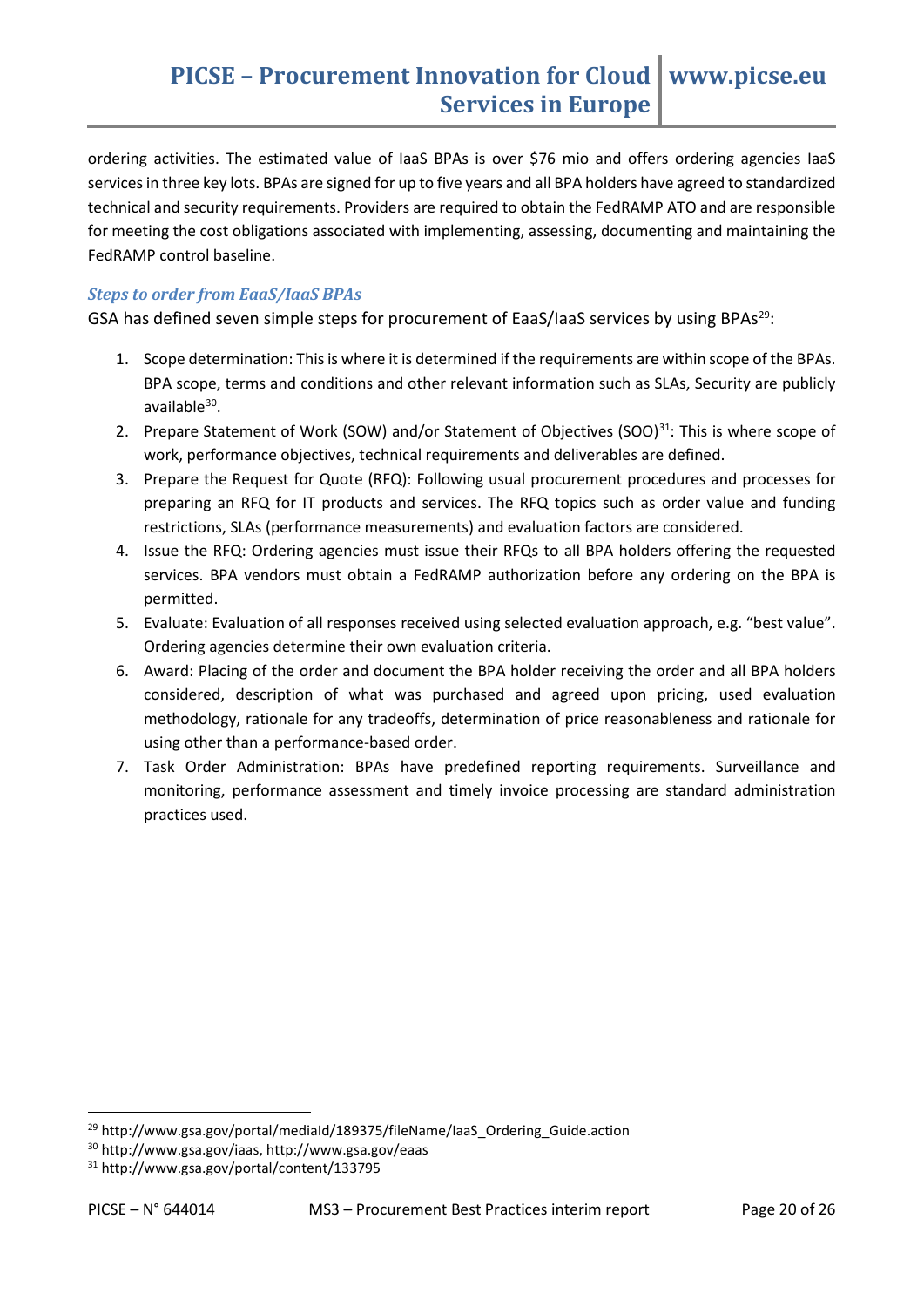ordering activities. The estimated value of IaaS BPAs is over $76 mio and offers ordering agencies IaaS services in three key lots. BPAs are signed for up to five years and all BPA holders have agreed to standardized technical and security requirements. Providers are required to obtain the FedRAMP ATO and are responsible for meeting the cost obligations associated with implementing, assessing, documenting and maintaining the FedRAMP control baseline.

### *Steps to order from EaaS/IaaS BPAs*

GSA has defined seven simple steps for procurement of EaaS/IaaS services by using BPAs[29]:

1. Scope determination: This is where it is determined if the requirements are within scope of the BPAs. BPA scope, terms and conditions and other relevant information such as SLAs, Security are publicly available[30].
2. Prepare Statement of Work (SOW) and/or Statement of Objectives (SOO)[31]: This is where scope of work, performance objectives, technical requirements and deliverables are defined.
3. Prepare the Request for Quote (RFQ): Following usual procurement procedures and processes for preparing an RFQ for IT products and services. The RFQ topics such as order value and funding restrictions, SLAs (performance measurements) and evaluation factors are considered.
4. Issue the RFQ: Ordering agencies must issue their RFQs to all BPA holders offering the requested services. BPA vendors must obtain a FedRAMP authorization before any ordering on the BPA is permitted.
5. Evaluate: Evaluation of all responses received using selected evaluation approach, e.g. “best value”. Ordering agencies determine their own evaluation criteria.
6. Award: Placing of the order and document the BPA holder receiving the order and all BPA holders considered, description of what was purchased and agreed upon pricing, used evaluation methodology, rationale for any tradeoffs, determination of price reasonableness and rationale for using other than a performance-based order.
7. Task Order Administration: BPAs have predefined reporting requirements. Surveillance and monitoring, performance assessment and timely invoice processing are standard administration practices used.

---

[29] http://www.gsa.gov/portal/mediaId/189375/fileName/IaaS_Ordering_Guide.action

[30] http://www.gsa.gov/iaas, http://www.gsa.gov/eaas

[31] http://www.gsa.gov/portal/content/133795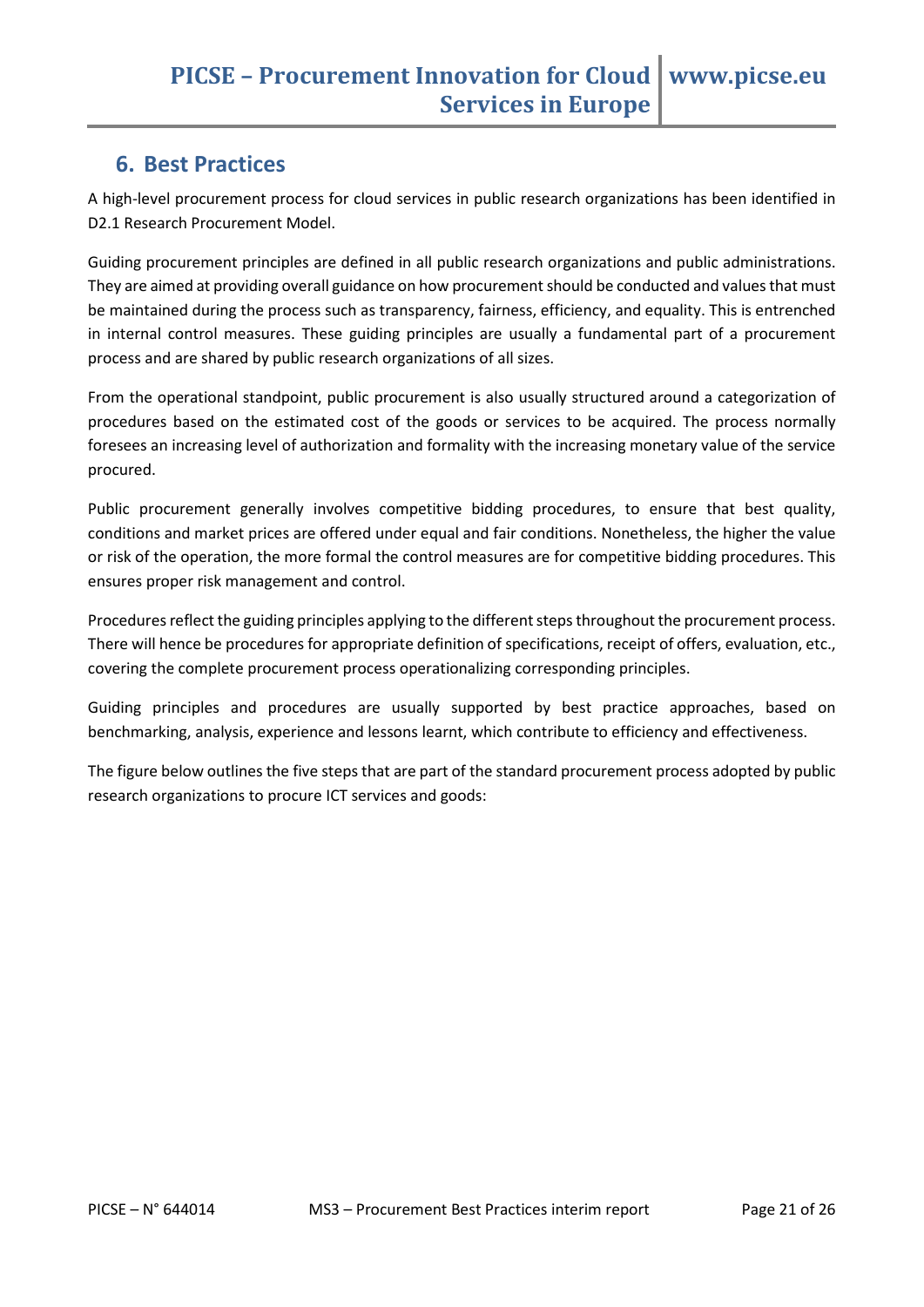## 6. Best Practices

A high-level procurement process for cloud services in public research organizations has been identified in D2.1 Research Procurement Model.

Guiding procurement principles are defined in all public research organizations and public administrations. They are aimed at providing overall guidance on how procurement should be conducted and values that must be maintained during the process such as transparency, fairness, efficiency, and equality. This is entrenched in internal control measures. These guiding principles are usually a fundamental part of a procurement process and are shared by public research organizations of all sizes.

From the operational standpoint, public procurement is also usually structured around a categorization of procedures based on the estimated cost of the goods or services to be acquired. The process normally foresees an increasing level of authorization and formality with the increasing monetary value of the service procured.

Public procurement generally involves competitive bidding procedures, to ensure that best quality, conditions and market prices are offered under equal and fair conditions. Nonetheless, the higher the value or risk of the operation, the more formal the control measures are for competitive bidding procedures. This ensures proper risk management and control.

Procedures reflect the guiding principles applying to the different steps throughout the procurement process. There will hence be procedures for appropriate definition of specifications, receipt of offers, evaluation, etc., covering the complete procurement process operationalizing corresponding principles.

Guiding principles and procedures are usually supported by best practice approaches, based on benchmarking, analysis, experience and lessons learnt, which contribute to efficiency and effectiveness.

The figure below outlines the five steps that are part of the standard procurement process adopted by public research organizations to procure ICT services and goods: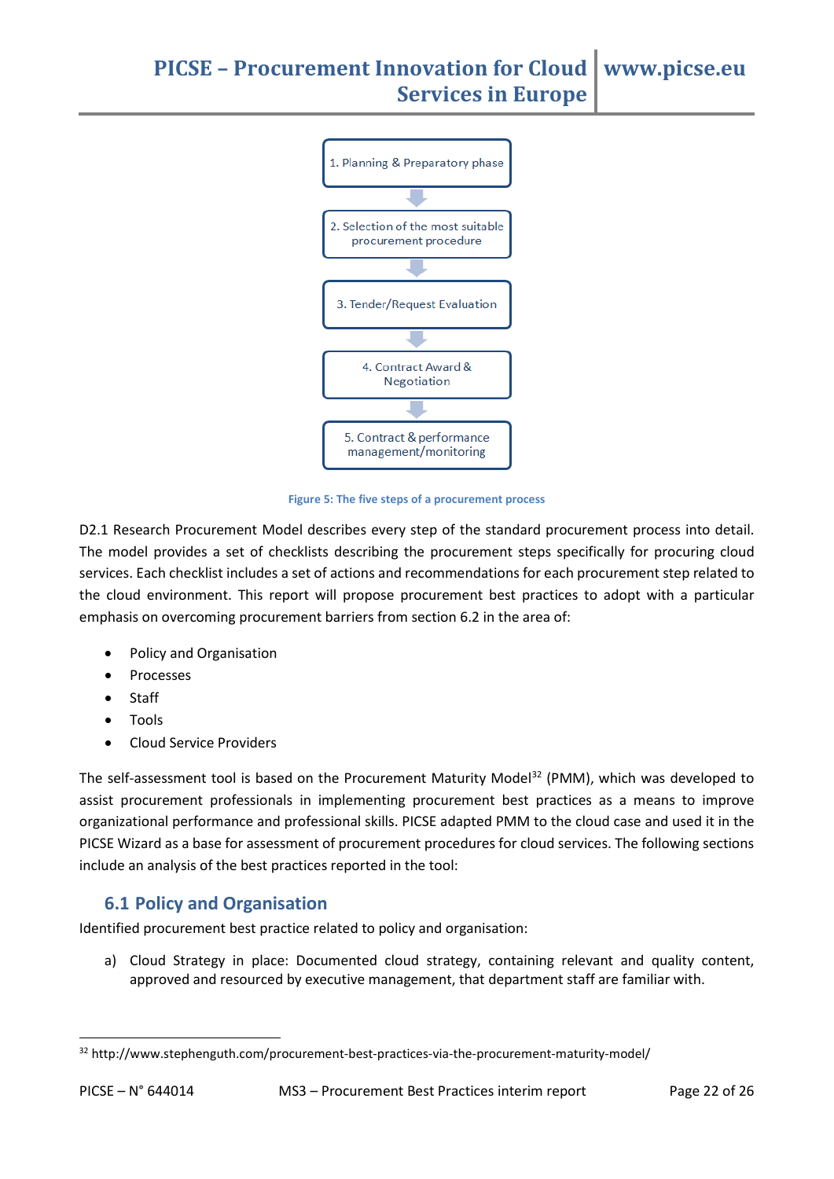1. Planning & Preparatory phase

2. Selection of the most suitable procurement procedure

3. Tender/Request Evaluation

4. Contract Award & Negotiation

5. Contract & performance management/monitoring

Figure 5: The five steps of a procurement process

D2.1 Research Procurement Model describes every step of the standard procurement process into detail. The model provides a set of checklists describing the procurement steps specifically for procuring cloud services. Each checklist includes a set of actions and recommendations for each procurement step related to the cloud environment. This report will propose procurement best practices to adopt with a particular emphasis on overcoming procurement barriers from section 6.2 in the area of:

- Policy and Organisation
- Processes
- Staff
- Tools
- Cloud Service Providers

The self-assessment tool is based on the Procurement Maturity Model[32] (PMM), which was developed to assist procurement professionals in implementing procurement best practices as a means to improve organizational performance and professional skills. PICSE adapted PMM to the cloud case and used it in the PICSE Wizard as a base for assessment of procurement procedures for cloud services. The following sections include an analysis of the best practices reported in the tool:

## 6.1 Policy and Organisation

Identified procurement best practice related to policy and organisation:

a) Cloud Strategy in place: Documented cloud strategy, containing relevant and quality content, approved and resourced by executive management, that department staff are familiar with.

[32] http://www.stephenguth.com/procurement-best-practices-via-the-procurement-maturity-model/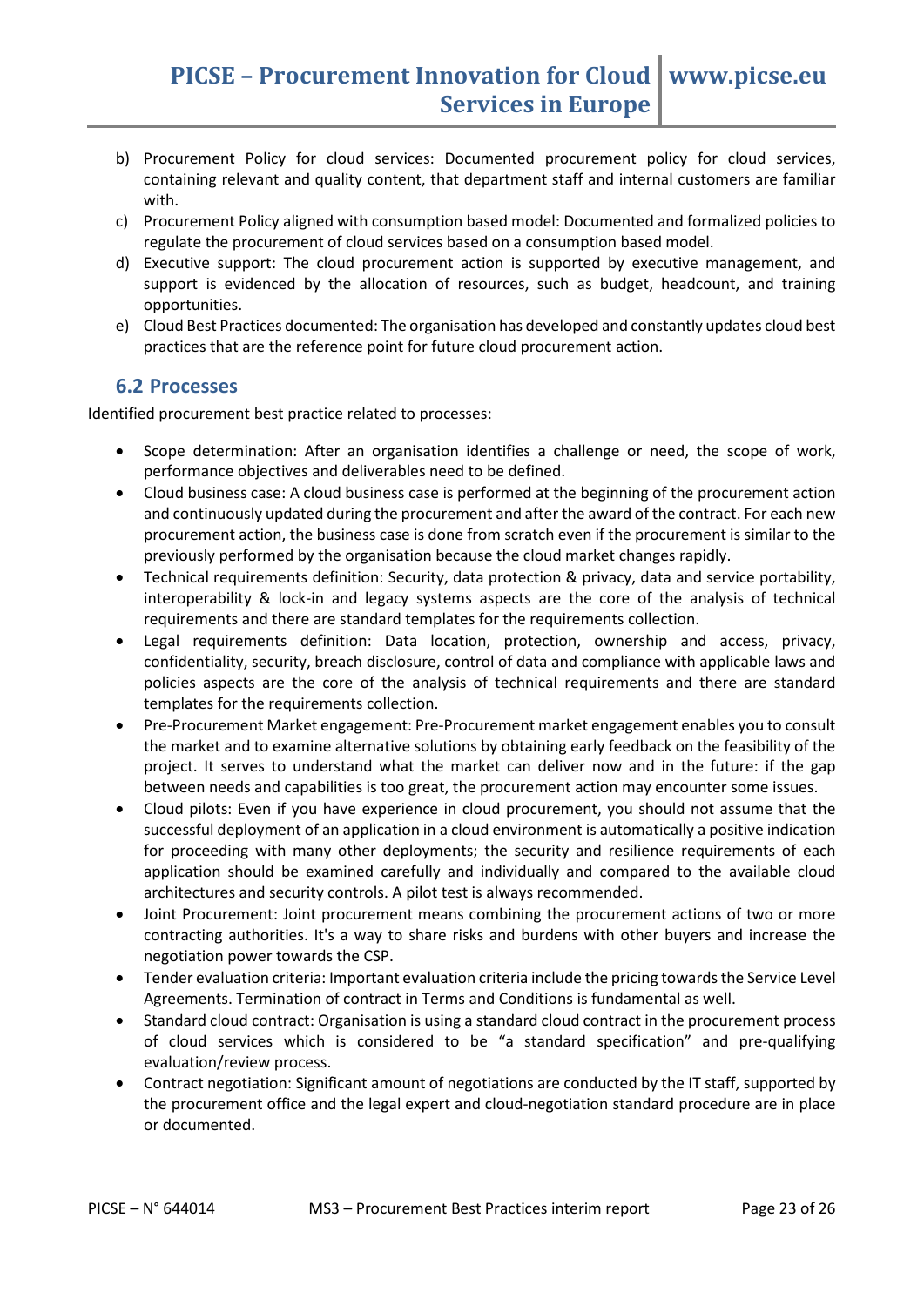b) Procurement Policy for cloud services: Documented procurement policy for cloud services, containing relevant and quality content, that department staff and internal customers are familiar with.
c) Procurement Policy aligned with consumption based model: Documented and formalized policies to regulate the procurement of cloud services based on a consumption based model.
d) Executive support: The cloud procurement action is supported by executive management, and support is evidenced by the allocation of resources, such as budget, headcount, and training opportunities.
e) Cloud Best Practices documented: The organisation has developed and constantly updates cloud best practices that are the reference point for future cloud procurement action.

## 6.2 Processes

Identified procurement best practice related to processes:

- Scope determination: After an organisation identifies a challenge or need, the scope of work, performance objectives and deliverables need to be defined.
- Cloud business case: A cloud business case is performed at the beginning of the procurement action and continuously updated during the procurement and after the award of the contract. For each new procurement action, the business case is done from scratch even if the procurement is similar to the previously performed by the organisation because the cloud market changes rapidly.
- Technical requirements definition: Security, data protection & privacy, data and service portability, interoperability & lock-in and legacy systems aspects are the core of the analysis of technical requirements and there are standard templates for the requirements collection.
- Legal requirements definition: Data location, protection, ownership and access, privacy, confidentiality, security, breach disclosure, control of data and compliance with applicable laws and policies aspects are the core of the analysis of technical requirements and there are standard templates for the requirements collection.
- Pre-Procurement Market engagement: Pre-Procurement market engagement enables you to consult the market and to examine alternative solutions by obtaining early feedback on the feasibility of the project. It serves to understand what the market can deliver now and in the future: if the gap between needs and capabilities is too great, the procurement action may encounter some issues.
- Cloud pilots: Even if you have experience in cloud procurement, you should not assume that the successful deployment of an application in a cloud environment is automatically a positive indication for proceeding with many other deployments; the security and resilience requirements of each application should be examined carefully and individually and compared to the available cloud architectures and security controls. A pilot test is always recommended.
- Joint Procurement: Joint procurement means combining the procurement actions of two or more contracting authorities. It's a way to share risks and burdens with other buyers and increase the negotiation power towards the CSP.
- Tender evaluation criteria: Important evaluation criteria include the pricing towards the Service Level Agreements. Termination of contract in Terms and Conditions is fundamental as well.
- Standard cloud contract: Organisation is using a standard cloud contract in the procurement process of cloud services which is considered to be "a standard specification" and pre-qualifying evaluation/review process.
- Contract negotiation: Significant amount of negotiations are conducted by the IT staff, supported by the procurement office and the legal expert and cloud-negotiation standard procedure are in place or documented.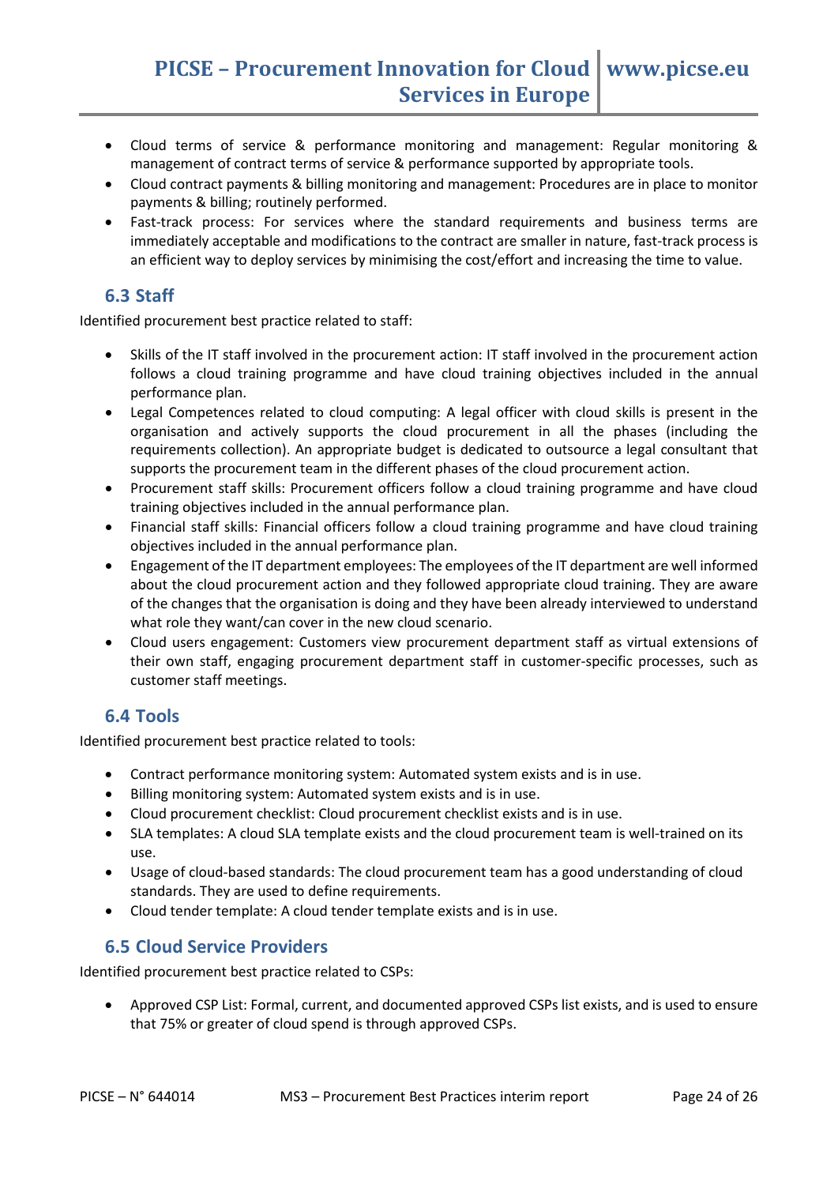- Cloud terms of service & performance monitoring and management: Regular monitoring & management of contract terms of service & performance supported by appropriate tools.
- Cloud contract payments & billing monitoring and management: Procedures are in place to monitor payments & billing; routinely performed.
- Fast-track process: For services where the standard requirements and business terms are immediately acceptable and modifications to the contract are smaller in nature, fast-track process is an efficient way to deploy services by minimising the cost/effort and increasing the time to value.

## 6.3 Staff

Identified procurement best practice related to staff:

- Skills of the IT staff involved in the procurement action: IT staff involved in the procurement action follows a cloud training programme and have cloud training objectives included in the annual performance plan.
- Legal Competences related to cloud computing: A legal officer with cloud skills is present in the organisation and actively supports the cloud procurement in all the phases (including the requirements collection). An appropriate budget is dedicated to outsource a legal consultant that supports the procurement team in the different phases of the cloud procurement action.
- Procurement staff skills: Procurement officers follow a cloud training programme and have cloud training objectives included in the annual performance plan.
- Financial staff skills: Financial officers follow a cloud training programme and have cloud training objectives included in the annual performance plan.
- Engagement of the IT department employees: The employees of the IT department are well informed about the cloud procurement action and they followed appropriate cloud training. They are aware of the changes that the organisation is doing and they have been already interviewed to understand what role they want/can cover in the new cloud scenario.
- Cloud users engagement: Customers view procurement department staff as virtual extensions of their own staff, engaging procurement department staff in customer-specific processes, such as customer staff meetings.

## 6.4 Tools

Identified procurement best practice related to tools:

- Contract performance monitoring system: Automated system exists and is in use.
- Billing monitoring system: Automated system exists and is in use.
- Cloud procurement checklist: Cloud procurement checklist exists and is in use.
- SLA templates: A cloud SLA template exists and the cloud procurement team is well-trained on its use.
- Usage of cloud-based standards: The cloud procurement team has a good understanding of cloud standards. They are used to define requirements.
- Cloud tender template: A cloud tender template exists and is in use.

## 6.5 Cloud Service Providers

Identified procurement best practice related to CSPs:

- Approved CSP List: Formal, current, and documented approved CSPs list exists, and is used to ensure that 75% or greater of cloud spend is through approved CSPs.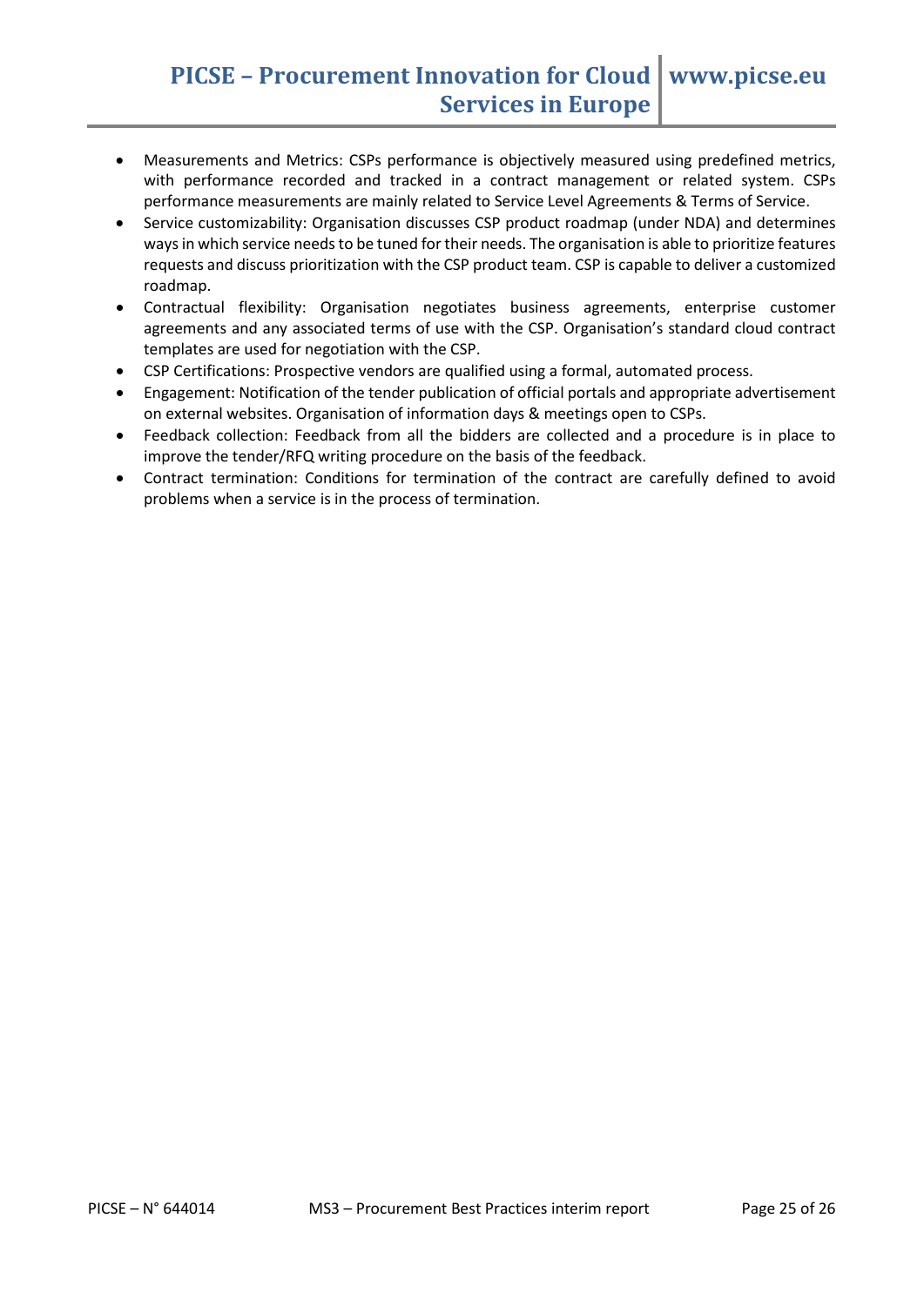- Measurements and Metrics: CSPs performance is objectively measured using predefined metrics, with performance recorded and tracked in a contract management or related system. CSPs performance measurements are mainly related to Service Level Agreements & Terms of Service.
- Service customizability: Organisation discusses CSP product roadmap (under NDA) and determines ways in which service needs to be tuned for their needs. The organisation is able to prioritize features requests and discuss prioritization with the CSP product team. CSP is capable to deliver a customized roadmap.
- Contractual flexibility: Organisation negotiates business agreements, enterprise customer agreements and any associated terms of use with the CSP. Organisation's standard cloud contract templates are used for negotiation with the CSP.
- CSP Certifications: Prospective vendors are qualified using a formal, automated process.
- Engagement: Notification of the tender publication of official portals and appropriate advertisement on external websites. Organisation of information days & meetings open to CSPs.
- Feedback collection: Feedback from all the bidders are collected and a procedure is in place to improve the tender/RFQ writing procedure on the basis of the feedback.
- Contract termination: Conditions for termination of the contract are carefully defined to avoid problems when a service is in the process of termination.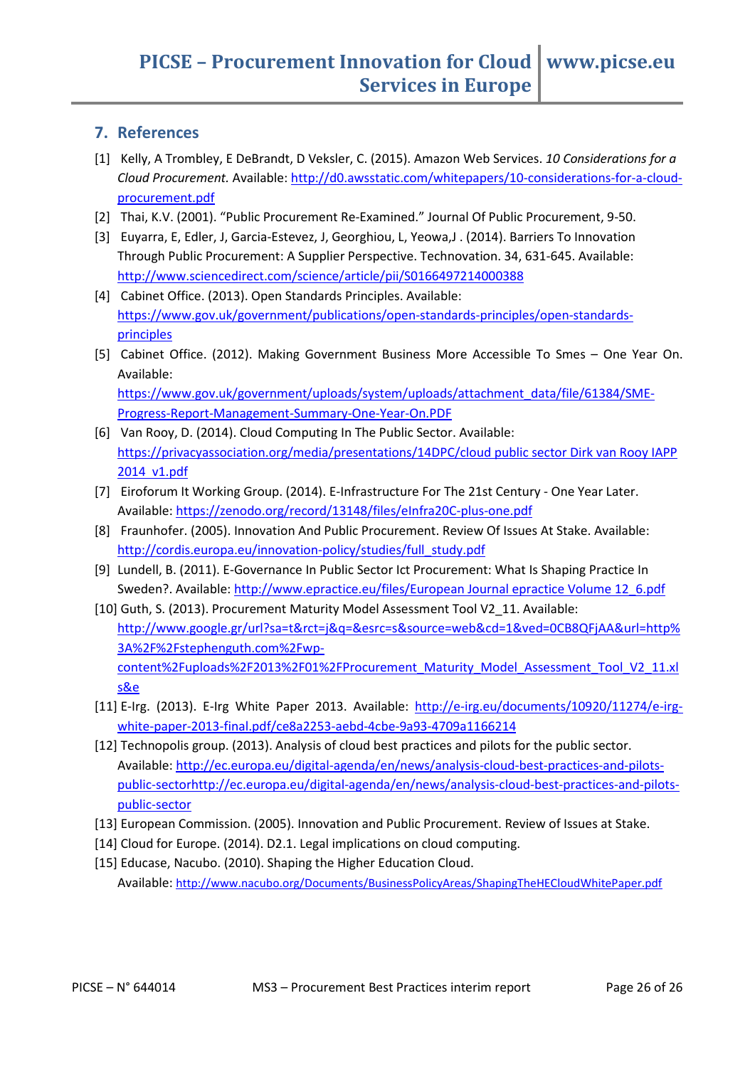## 7. References

[1] Kelly, A Trombley, E DeBrandt, D Veksler, C. (2015). Amazon Web Services. *10 Considerations for a Cloud Procurement.* Available: http://d0.awsstatic.com/whitepapers/10-considerations-for-a-cloud-procurement.pdf

[2] Thai, K.V. (2001). "Public Procurement Re-Examined." Journal Of Public Procurement, 9-50.

[3] Euyarra, E, Edler, J, Garcia-Estevez, J, Georghiou, L, Yeowa,J . (2014). Barriers To Innovation Through Public Procurement: A Supplier Perspective. Technovation. 34, 631-645. Available: http://www.sciencedirect.com/science/article/pii/S0166497214000388

[4] Cabinet Office. (2013). Open Standards Principles. Available: https://www.gov.uk/government/publications/open-standards-principles/open-standards-principles

[5] Cabinet Office. (2012). Making Government Business More Accessible To Smes – One Year On. Available: https://www.gov.uk/government/uploads/system/uploads/attachment_data/file/61384/SME-Progress-Report-Management-Summary-One-Year-On.PDF

[6] Van Rooy, D. (2014). Cloud Computing In The Public Sector. Available: https://privacyassociation.org/media/presentations/14DPC/cloud public sector Dirk van Rooy IAPP 2014_v1.pdf

[7] Eiroforum It Working Group. (2014). E-Infrastructure For The 21st Century - One Year Later. Available: https://zenodo.org/record/13148/files/eInfra20C-plus-one.pdf

[8] Fraunhofer. (2005). Innovation And Public Procurement. Review Of Issues At Stake. Available: http://cordis.europa.eu/innovation-policy/studies/full_study.pdf

[9] Lundell, B. (2011). E-Governance In Public Sector Ict Procurement: What Is Shaping Practice In Sweden?. Available: http://www.epractice.eu/files/European Journal epractice Volume 12_6.pdf

[10] Guth, S. (2013). Procurement Maturity Model Assessment Tool V2_11. Available: http://www.google.gr/url?sa=t&rct=j&q=&esrc=s&source=web&cd=1&ved=0CB8QFjAA&url=http%3A%2F%2Fstephenguth.com%2Fwp-content%2Fuploads%2F2013%2F01%2FProcurement_Maturity_Model_Assessment_Tool_V2_11.xls&e

[11] E-Irg. (2013). E-Irg White Paper 2013. Available: http://e-irg.eu/documents/10920/11274/e-irg-white-paper-2013-final.pdf/ce8a2253-aebd-4cbe-9a93-4709a1166214

[12] Technopolis group. (2013). Analysis of cloud best practices and pilots for the public sector. Available: http://ec.europa.eu/digital-agenda/en/news/analysis-cloud-best-practices-and-pilots-public-sectorhttp://ec.europa.eu/digital-agenda/en/news/analysis-cloud-best-practices-and-pilots-public-sector

[13] European Commission. (2005). Innovation and Public Procurement. Review of Issues at Stake.

[14] Cloud for Europe. (2014). D2.1. Legal implications on cloud computing.

[15] Educase, Nacubo. (2010). Shaping the Higher Education Cloud. Available: http://www.nacubo.org/Documents/BusinessPolicyAreas/ShapingTheHECloudWhitePaper.pdf